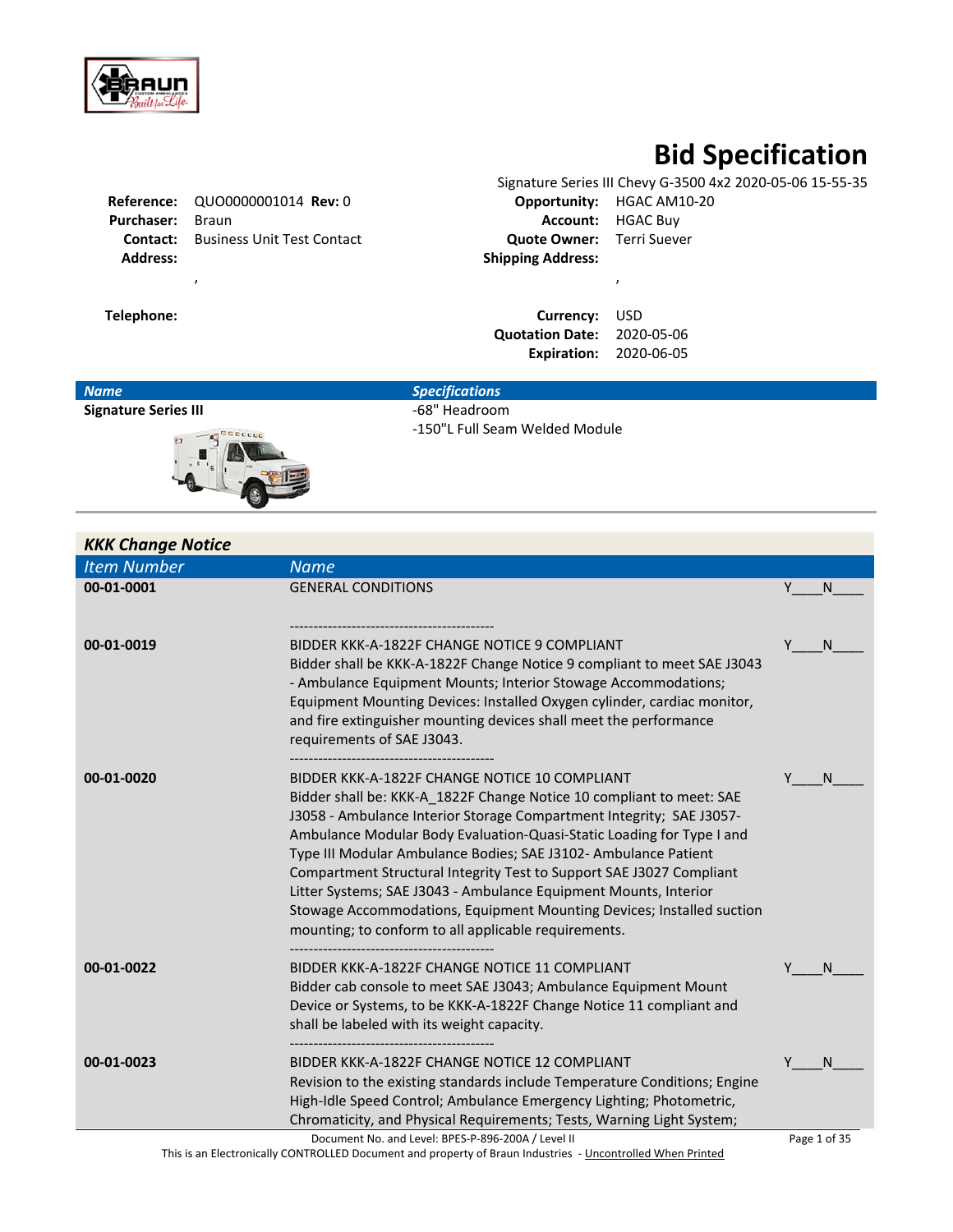# Bid Specification

Signature Series III Chevy G-3500 4x2 2020-05-06 15-55-35

| | | | |
|---|---|---|---|
| **Reference:** | QUO0000001014 **Rev:** 0 | **Opportunity:** | HGAC AM10-20 |
| **Purchaser:** | Braun | **Account:** | HGAC Buy |
| **Contact:** | Business Unit Test Contact | **Quote Owner:** | Terri Suever |
| **Address:** | , | **Shipping Address:** | , |
| **Telephone:** | | **Currency:** | USD |
| | | **Quotation Date:** | 2020-05-06 |
| | | **Expiration:** | 2020-06-05 |

| *Name* | *Specifications* |
|---|---|
| **Signature Series III** | -68" Headroom<br>-150"L Full Seam Welded Module |

## *KKK Change Notice*

| *Item Number* | *Name* | |
|---|---|---|
| **00-01-0001** | GENERAL CONDITIONS<br><br>------------------------------------------- | Y____N____ |
| **00-01-0019** | BIDDER KKK-A-1822F CHANGE NOTICE 9 COMPLIANT<br>Bidder shall be KKK-A-1822F Change Notice 9 compliant to meet SAE J3043 - Ambulance Equipment Mounts; Interior Stowage Accommodations; Equipment Mounting Devices: Installed Oxygen cylinder, cardiac monitor, and fire extinguisher mounting devices shall meet the performance requirements of SAE J3043.<br>------------------------------------------- | Y____N____ |
| **00-01-0020** | BIDDER KKK-A-1822F CHANGE NOTICE 10 COMPLIANT<br>Bidder shall be: KKK-A_1822F Change Notice 10 compliant to meet: SAE J3058 - Ambulance Interior Storage Compartment Integrity; SAE J3057- Ambulance Modular Body Evaluation-Quasi-Static Loading for Type I and Type III Modular Ambulance Bodies; SAE J3102- Ambulance Patient Compartment Structural Integrity Test to Support SAE J3027 Compliant Litter Systems; SAE J3043 - Ambulance Equipment Mounts, Interior Stowage Accommodations, Equipment Mounting Devices; Installed suction mounting; to conform to all applicable requirements.<br>------------------------------------------- | Y____N____ |
| **00-01-0022** | BIDDER KKK-A-1822F CHANGE NOTICE 11 COMPLIANT<br>Bidder cab console to meet SAE J3043; Ambulance Equipment Mount Device or Systems, to be KKK-A-1822F Change Notice 11 compliant and shall be labeled with its weight capacity.<br>------------------------------------------- | Y____N____ |
| **00-01-0023** | BIDDER KKK-A-1822F CHANGE NOTICE 12 COMPLIANT<br>Revision to the existing standards include Temperature Conditions; Engine High-Idle Speed Control; Ambulance Emergency Lighting; Photometric, Chromaticity, and Physical Requirements; Tests, Warning Light System; | Y____N____ |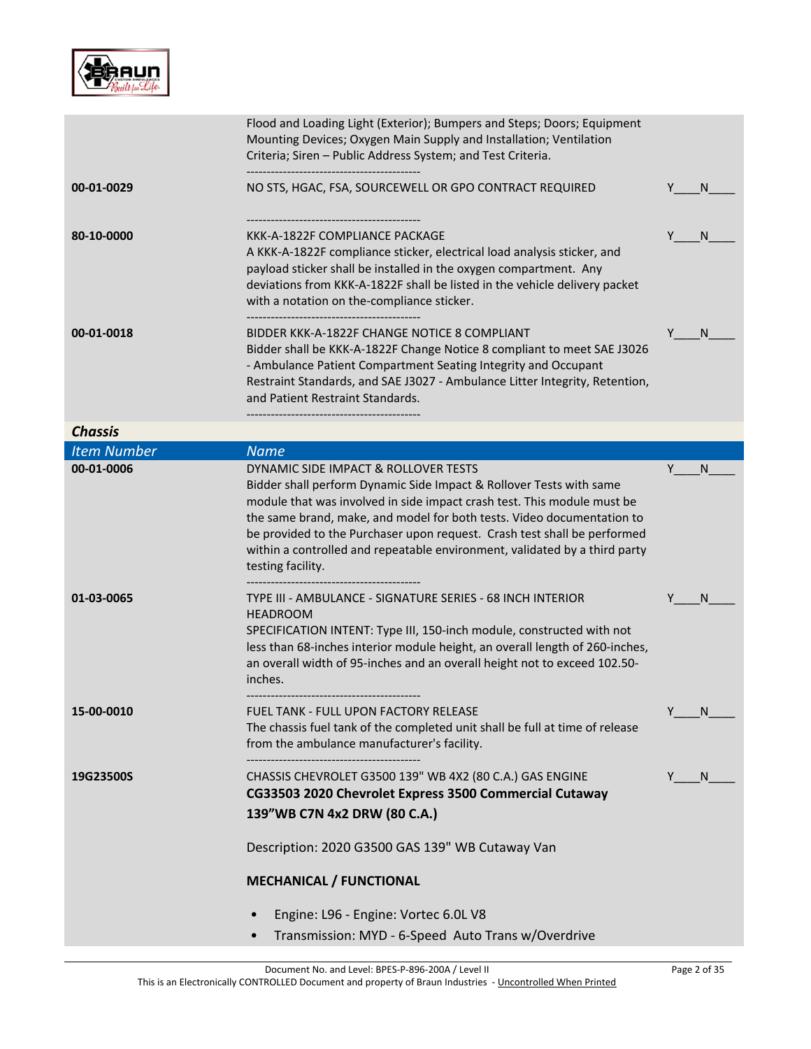| | | |
|---|---|---|
| | Flood and Loading Light (Exterior); Bumpers and Steps; Doors; Equipment Mounting Devices; Oxygen Main Supply and Installation; Ventilation Criteria; Siren – Public Address System; and Test Criteria.<br>------------------------------------------- | |
| 00-01-0029 | NO STS, HGAC, FSA, SOURCEWELL OR GPO CONTRACT REQUIRED<br><br>------------------------------------------- | Y\_\_\_\_N\_\_\_\_ |
| 80-10-0000 | KKK-A-1822F COMPLIANCE PACKAGE<br>A KKK-A-1822F compliance sticker, electrical load analysis sticker, and payload sticker shall be installed in the oxygen compartment. Any deviations from KKK-A-1822F shall be listed in the vehicle delivery packet with a notation on the-compliance sticker.<br>------------------------------------------- | Y\_\_\_\_N\_\_\_\_ |
| 00-01-0018 | BIDDER KKK-A-1822F CHANGE NOTICE 8 COMPLIANT<br>Bidder shall be KKK-A-1822F Change Notice 8 compliant to meet SAE J3026 - Ambulance Patient Compartment Seating Integrity and Occupant Restraint Standards, and SAE J3027 - Ambulance Litter Integrity, Retention, and Patient Restraint Standards.<br>------------------------------------------- | Y\_\_\_\_N\_\_\_\_ |

***Chassis***

| *Item Number* | *Name* | |
|---|---|---|
| 00-01-0006 | DYNAMIC SIDE IMPACT & ROLLOVER TESTS<br>Bidder shall perform Dynamic Side Impact & Rollover Tests with same module that was involved in side impact crash test. This module must be the same brand, make, and model for both tests. Video documentation to be provided to the Purchaser upon request. Crash test shall be performed within a controlled and repeatable environment, validated by a third party testing facility.<br>------------------------------------------- | Y\_\_\_\_N\_\_\_\_ |
| 01-03-0065 | TYPE III - AMBULANCE - SIGNATURE SERIES - 68 INCH INTERIOR HEADROOM<br>SPECIFICATION INTENT: Type III, 150-inch module, constructed with not less than 68-inches interior module height, an overall length of 260-inches, an overall width of 95-inches and an overall height not to exceed 102.50-inches.<br>------------------------------------------- | Y\_\_\_\_N\_\_\_\_ |
| 15-00-0010 | FUEL TANK - FULL UPON FACTORY RELEASE<br>The chassis fuel tank of the completed unit shall be full at time of release from the ambulance manufacturer's facility.<br>------------------------------------------- | Y\_\_\_\_N\_\_\_\_ |
| 19G23500S | CHASSIS CHEVROLET G3500 139" WB 4X2 (80 C.A.) GAS ENGINE<br>**CG33503 2020 Chevrolet Express 3500 Commercial Cutaway 139"WB C7N 4x2 DRW (80 C.A.)**<br><br>Description: 2020 G3500 GAS 139" WB Cutaway Van<br><br>**MECHANICAL / FUNCTIONAL**<br><br>• Engine: L96 - Engine: Vortec 6.0L V8<br>• Transmission: MYD - 6-Speed Auto Trans w/Overdrive | Y\_\_\_\_N\_\_\_\_ |

Document No. and Level: BPES-P-896-200A / Level II
This is an Electronically CONTROLLED Document and property of Braun Industries - Uncontrolled When Printed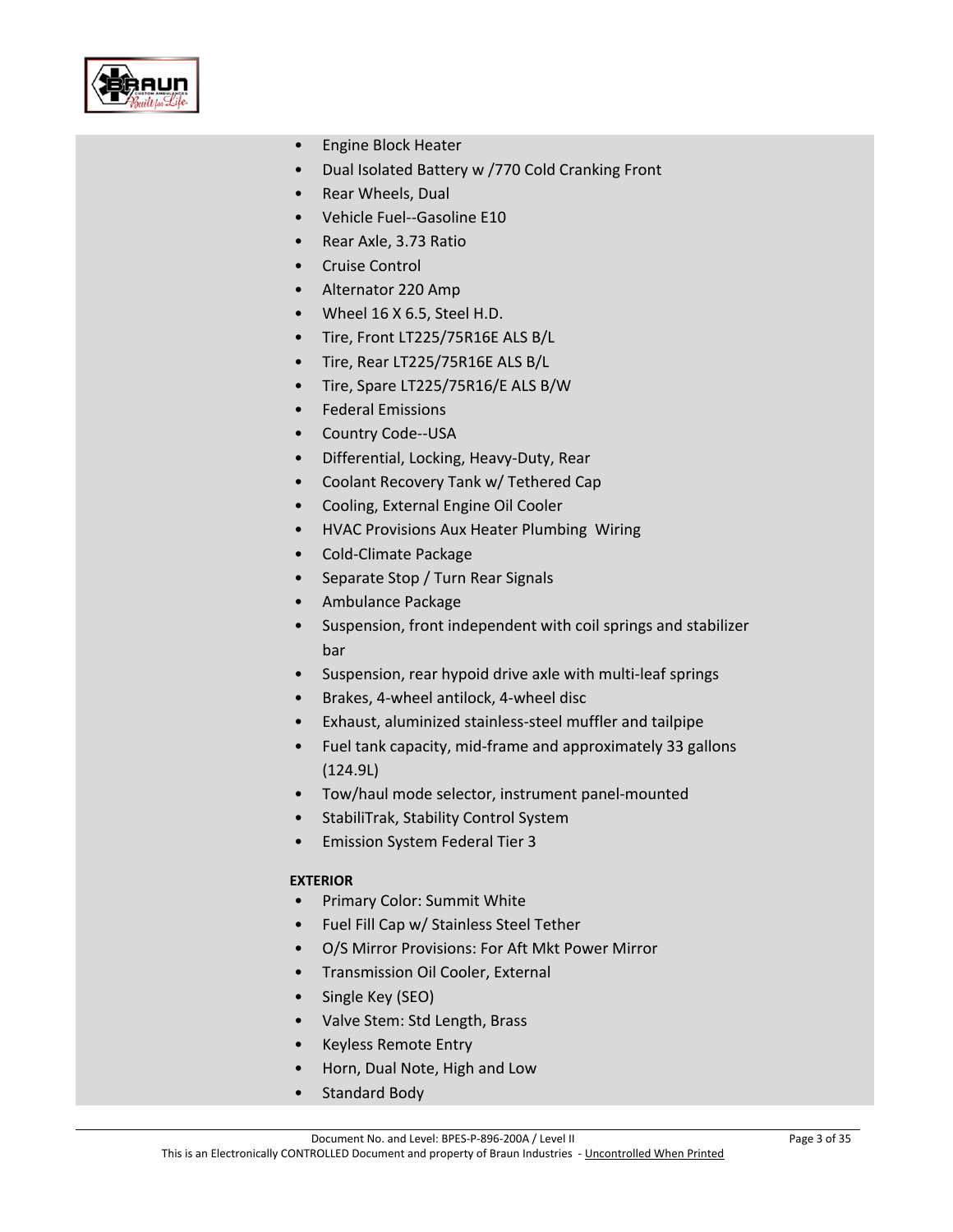- Engine Block Heater
- Dual Isolated Battery w /770 Cold Cranking Front
- Rear Wheels, Dual
- Vehicle Fuel--Gasoline E10
- Rear Axle, 3.73 Ratio
- Cruise Control
- Alternator 220 Amp
- Wheel 16 X 6.5, Steel H.D.
- Tire, Front LT225/75R16E ALS B/L
- Tire, Rear LT225/75R16E ALS B/L
- Tire, Spare LT225/75R16/E ALS B/W
- Federal Emissions
- Country Code--USA
- Differential, Locking, Heavy-Duty, Rear
- Coolant Recovery Tank w/ Tethered Cap
- Cooling, External Engine Oil Cooler
- HVAC Provisions Aux Heater Plumbing Wiring
- Cold-Climate Package
- Separate Stop / Turn Rear Signals
- Ambulance Package
- Suspension, front independent with coil springs and stabilizer bar
- Suspension, rear hypoid drive axle with multi-leaf springs
- Brakes, 4-wheel antilock, 4-wheel disc
- Exhaust, aluminized stainless-steel muffler and tailpipe
- Fuel tank capacity, mid-frame and approximately 33 gallons (124.9L)
- Tow/haul mode selector, instrument panel-mounted
- StabiliTrak, Stability Control System
- Emission System Federal Tier 3

**EXTERIOR**

- Primary Color: Summit White
- Fuel Fill Cap w/ Stainless Steel Tether
- O/S Mirror Provisions: For Aft Mkt Power Mirror
- Transmission Oil Cooler, External
- Single Key (SEO)
- Valve Stem: Std Length, Brass
- Keyless Remote Entry
- Horn, Dual Note, High and Low
- Standard Body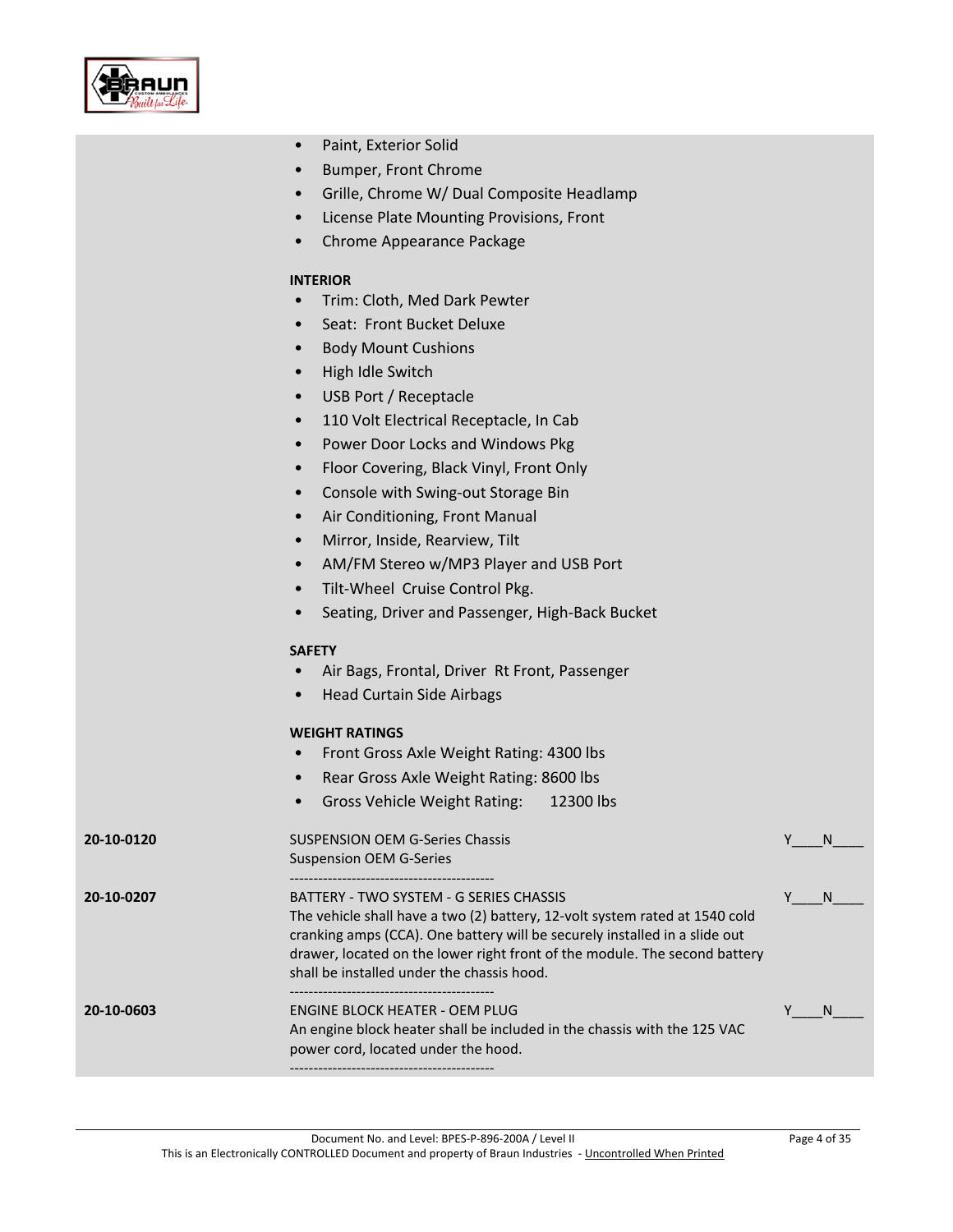- Paint, Exterior Solid
- Bumper, Front Chrome
- Grille, Chrome W/ Dual Composite Headlamp
- License Plate Mounting Provisions, Front
- Chrome Appearance Package

**INTERIOR**

- Trim: Cloth, Med Dark Pewter
- Seat: Front Bucket Deluxe
- Body Mount Cushions
- High Idle Switch
- USB Port / Receptacle
- 110 Volt Electrical Receptacle, In Cab
- Power Door Locks and Windows Pkg
- Floor Covering, Black Vinyl, Front Only
- Console with Swing-out Storage Bin
- Air Conditioning, Front Manual
- Mirror, Inside, Rearview, Tilt
- AM/FM Stereo w/MP3 Player and USB Port
- Tilt-Wheel Cruise Control Pkg.
- Seating, Driver and Passenger, High-Back Bucket

**SAFETY**

- Air Bags, Frontal, Driver Rt Front, Passenger
- Head Curtain Side Airbags

**WEIGHT RATINGS**

- Front Gross Axle Weight Rating: 4300 lbs
- Rear Gross Axle Weight Rating: 8600 lbs
- Gross Vehicle Weight Rating: 12300 lbs

| | | |
|---|---|---|
| 20-10-0120 | SUSPENSION OEM G-Series Chassis<br>Suspension OEM G-Series<br>------------------------------------------- | Y____N____ |
| 20-10-0207 | BATTERY - TWO SYSTEM - G SERIES CHASSIS<br>The vehicle shall have a two (2) battery, 12-volt system rated at 1540 cold cranking amps (CCA). One battery will be securely installed in a slide out drawer, located on the lower right front of the module. The second battery shall be installed under the chassis hood.<br>------------------------------------------- | Y____N____ |
| 20-10-0603 | ENGINE BLOCK HEATER - OEM PLUG<br>An engine block heater shall be included in the chassis with the 125 VAC power cord, located under the hood.<br>------------------------------------------- | Y____N____ |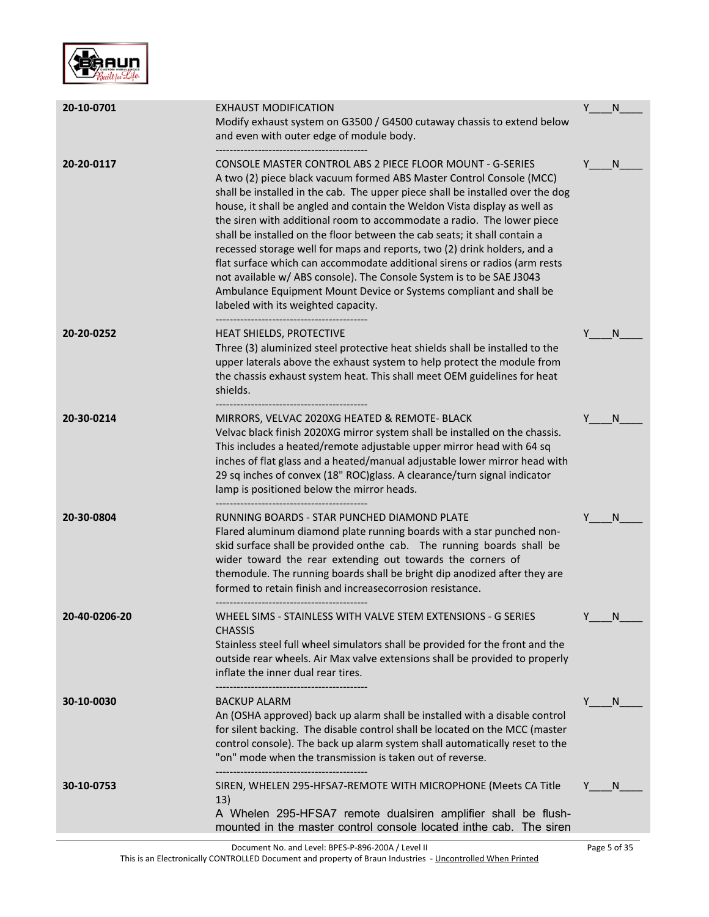| | | |
|---|---|---|
| **20-10-0701** | EXHAUST MODIFICATION<br>Modify exhaust system on G3500 / G4500 cutaway chassis to extend below and even with outer edge of module body.<br>------------------------------------------- | Y____N____ |
| **20-20-0117** | CONSOLE MASTER CONTROL ABS 2 PIECE FLOOR MOUNT - G-SERIES<br>A two (2) piece black vacuum formed ABS Master Control Console (MCC) shall be installed in the cab. The upper piece shall be installed over the dog house, it shall be angled and contain the Weldon Vista display as well as the siren with additional room to accommodate a radio. The lower piece shall be installed on the floor between the cab seats; it shall contain a recessed storage well for maps and reports, two (2) drink holders, and a flat surface which can accommodate additional sirens or radios (arm rests not available w/ ABS console). The Console System is to be SAE J3043 Ambulance Equipment Mount Device or Systems compliant and shall be labeled with its weighted capacity.<br>------------------------------------------- | Y____N____ |
| **20-20-0252** | HEAT SHIELDS, PROTECTIVE<br>Three (3) aluminized steel protective heat shields shall be installed to the upper laterals above the exhaust system to help protect the module from the chassis exhaust system heat. This shall meet OEM guidelines for heat shields.<br>------------------------------------------- | Y____N____ |
| **20-30-0214** | MIRRORS, VELVAC 2020XG HEATED & REMOTE- BLACK<br>Velvac black finish 2020XG mirror system shall be installed on the chassis. This includes a heated/remote adjustable upper mirror head with 64 sq inches of flat glass and a heated/manual adjustable lower mirror head with 29 sq inches of convex (18" ROC)glass. A clearance/turn signal indicator lamp is positioned below the mirror heads.<br>------------------------------------------- | Y____N____ |
| **20-30-0804** | RUNNING BOARDS - STAR PUNCHED DIAMOND PLATE<br>Flared aluminum diamond plate running boards with a star punched non-skid surface shall be provided onthe cab. The running boards shall be wider toward the rear extending out towards the corners of themodule. The running boards shall be bright dip anodized after they are formed to retain finish and increasecorrosion resistance.<br>------------------------------------------- | Y____N____ |
| **20-40-0206-20** | WHEEL SIMS - STAINLESS WITH VALVE STEM EXTENSIONS - G SERIES CHASSIS<br>Stainless steel full wheel simulators shall be provided for the front and the outside rear wheels. Air Max valve extensions shall be provided to properly inflate the inner dual rear tires.<br>------------------------------------------- | Y____N____ |
| **30-10-0030** | BACKUP ALARM<br>An (OSHA approved) back up alarm shall be installed with a disable control for silent backing. The disable control shall be located on the MCC (master control console). The back up alarm system shall automatically reset to the "on" mode when the transmission is taken out of reverse.<br>------------------------------------------- | Y____N____ |
| **30-10-0753** | SIREN, WHELEN 295-HFSA7-REMOTE WITH MICROPHONE (Meets CA Title 13)<br>A Whelen 295-HFSA7 remote dualsiren amplifier shall be flush-mounted in the master control console located inthe cab. The siren | Y____N____ |

Document No. and Level: BPES-P-896-200A / Level II

This is an Electronically CONTROLLED Document and property of Braun Industries - Uncontrolled When Printed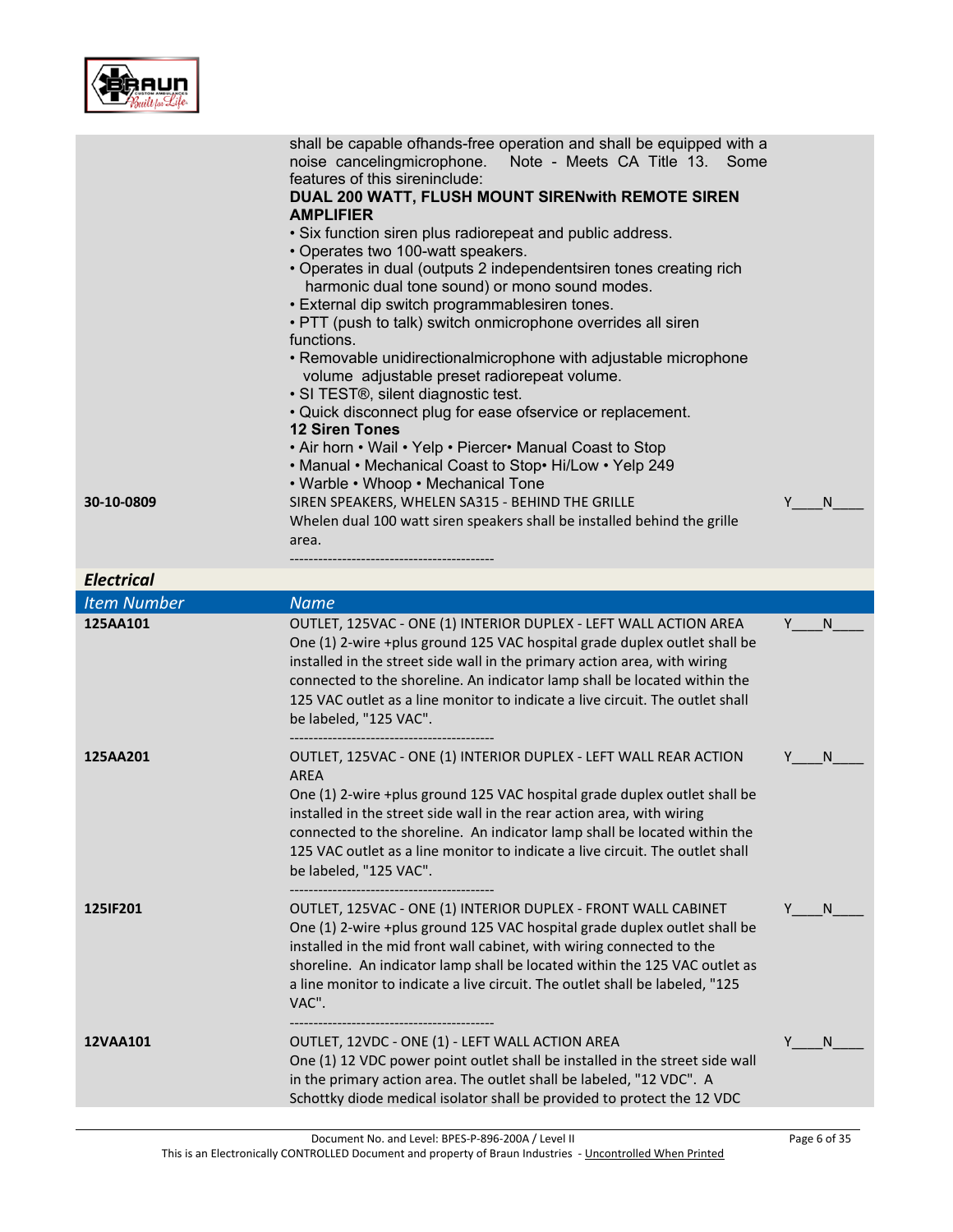| | | |
|---|---|---|
| | shall be capable ofhands-free operation and shall be equipped with a noise cancelingmicrophone. Note - Meets CA Title 13. Some features of this sireninclude:<br>**DUAL 200 WATT, FLUSH MOUNT SIRENwith REMOTE SIREN AMPLIFIER**<br>• Six function siren plus radiorepeat and public address.<br>• Operates two 100-watt speakers.<br>• Operates in dual (outputs 2 independentsiren tones creating rich harmonic dual tone sound) or mono sound modes.<br>• External dip switch programmablesiren tones.<br>• PTT (push to talk) switch onmicrophone overrides all siren functions.<br>• Removable unidirectionalmicrophone with adjustable microphone volume adjustable preset radiorepeat volume.<br>• SI TEST®, silent diagnostic test.<br>• Quick disconnect plug for ease ofservice or replacement.<br>**12 Siren Tones**<br>• Air horn • Wail • Yelp • Piercer• Manual Coast to Stop<br>• Manual • Mechanical Coast to Stop• Hi/Low • Yelp 249<br>• Warble • Whoop • Mechanical Tone | |
| **30-10-0809** | SIREN SPEAKERS, WHELEN SA315 - BEHIND THE GRILLE<br>Whelen dual 100 watt siren speakers shall be installed behind the grille area.<br>------------------------------------------- | Y____N____ |

### *Electrical*

| *Item Number* | *Name* | |
|---|---|---|
| **125AA101** | OUTLET, 125VAC - ONE (1) INTERIOR DUPLEX - LEFT WALL ACTION AREA<br>One (1) 2-wire +plus ground 125 VAC hospital grade duplex outlet shall be installed in the street side wall in the primary action area, with wiring connected to the shoreline. An indicator lamp shall be located within the 125 VAC outlet as a line monitor to indicate a live circuit. The outlet shall be labeled, "125 VAC".<br>------------------------------------------- | Y____N____ |
| **125AA201** | OUTLET, 125VAC - ONE (1) INTERIOR DUPLEX - LEFT WALL REAR ACTION AREA<br>One (1) 2-wire +plus ground 125 VAC hospital grade duplex outlet shall be installed in the street side wall in the rear action area, with wiring connected to the shoreline. An indicator lamp shall be located within the 125 VAC outlet as a line monitor to indicate a live circuit. The outlet shall be labeled, "125 VAC".<br>------------------------------------------- | Y____N____ |
| **125IF201** | OUTLET, 125VAC - ONE (1) INTERIOR DUPLEX - FRONT WALL CABINET<br>One (1) 2-wire +plus ground 125 VAC hospital grade duplex outlet shall be installed in the mid front wall cabinet, with wiring connected to the shoreline. An indicator lamp shall be located within the 125 VAC outlet as a line monitor to indicate a live circuit. The outlet shall be labeled, "125 VAC".<br>------------------------------------------- | Y____N____ |
| **12VAA101** | OUTLET, 12VDC - ONE (1) - LEFT WALL ACTION AREA<br>One (1) 12 VDC power point outlet shall be installed in the street side wall in the primary action area. The outlet shall be labeled, "12 VDC". A Schottky diode medical isolator shall be provided to protect the 12 VDC | Y____N____ |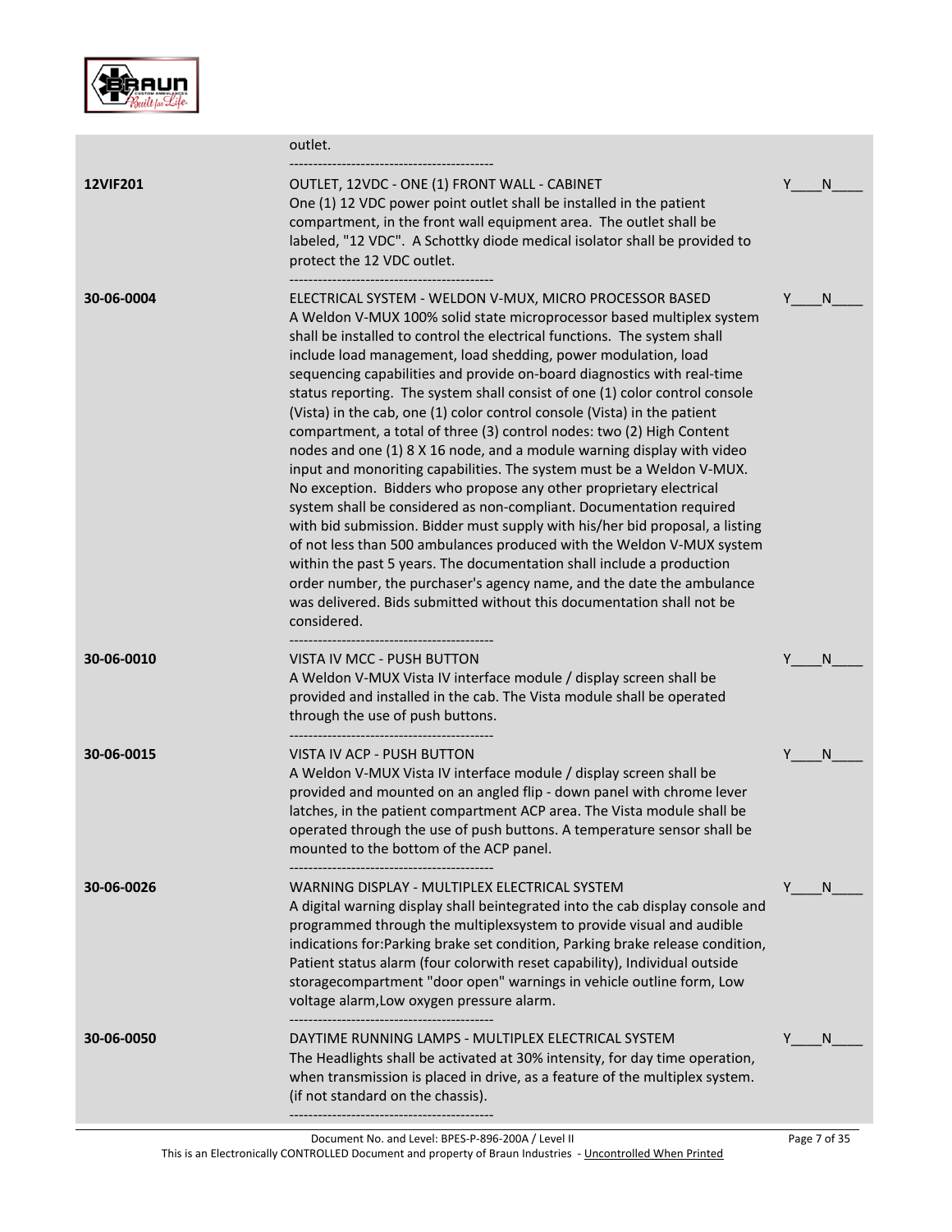| | | |
|---|---|---|
| | outlet. | |
| **12VIF201** | OUTLET, 12VDC - ONE (1) FRONT WALL - CABINET<br>One (1) 12 VDC power point outlet shall be installed in the patient compartment, in the front wall equipment area. The outlet shall be labeled, "12 VDC". A Schottky diode medical isolator shall be provided to protect the 12 VDC outlet. | Y____N____ |
| **30-06-0004** | ELECTRICAL SYSTEM - WELDON V-MUX, MICRO PROCESSOR BASED<br>A Weldon V-MUX 100% solid state microprocessor based multiplex system shall be installed to control the electrical functions. The system shall include load management, load shedding, power modulation, load sequencing capabilities and provide on-board diagnostics with real-time status reporting. The system shall consist of one (1) color control console (Vista) in the cab, one (1) color control console (Vista) in the patient compartment, a total of three (3) control nodes: two (2) High Content nodes and one (1) 8 X 16 node, and a module warning display with video input and monoriting capabilities. The system must be a Weldon V-MUX. No exception. Bidders who propose any other proprietary electrical system shall be considered as non-compliant. Documentation required with bid submission. Bidder must supply with his/her bid proposal, a listing of not less than 500 ambulances produced with the Weldon V-MUX system within the past 5 years. The documentation shall include a production order number, the purchaser's agency name, and the date the ambulance was delivered. Bids submitted without this documentation shall not be considered. | Y____N____ |
| **30-06-0010** | VISTA IV MCC - PUSH BUTTON<br>A Weldon V-MUX Vista IV interface module / display screen shall be provided and installed in the cab. The Vista module shall be operated through the use of push buttons. | Y____N____ |
| **30-06-0015** | VISTA IV ACP - PUSH BUTTON<br>A Weldon V-MUX Vista IV interface module / display screen shall be provided and mounted on an angled flip - down panel with chrome lever latches, in the patient compartment ACP area. The Vista module shall be operated through the use of push buttons. A temperature sensor shall be mounted to the bottom of the ACP panel. | Y____N____ |
| **30-06-0026** | WARNING DISPLAY - MULTIPLEX ELECTRICAL SYSTEM<br>A digital warning display shall beintegrated into the cab display console and programmed through the multiplexsystem to provide visual and audible indications for:Parking brake set condition, Parking brake release condition, Patient status alarm (four colorwith reset capability), Individual outside storagecompartment "door open" warnings in vehicle outline form, Low voltage alarm,Low oxygen pressure alarm. | Y____N____ |
| **30-06-0050** | DAYTIME RUNNING LAMPS - MULTIPLEX ELECTRICAL SYSTEM<br>The Headlights shall be activated at 30% intensity, for day time operation, when transmission is placed in drive, as a feature of the multiplex system. (if not standard on the chassis). | Y____N____ |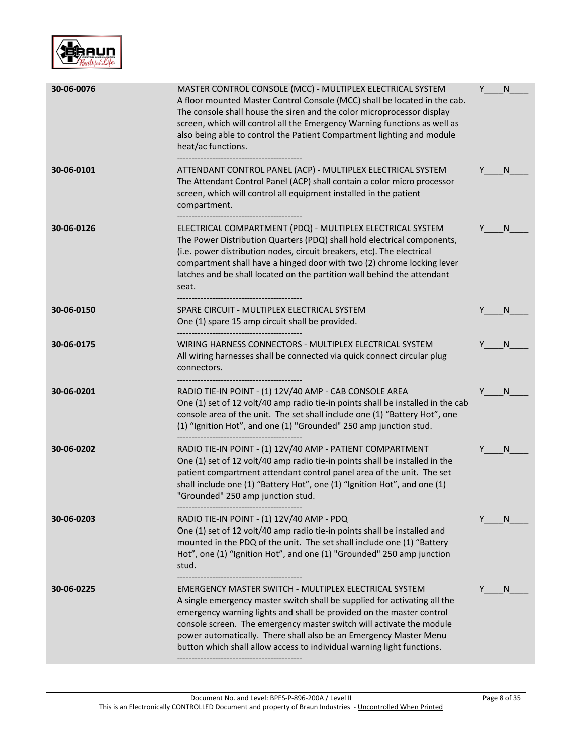| | | |
|---|---|---|
| 30-06-0076 | MASTER CONTROL CONSOLE (MCC) - MULTIPLEX ELECTRICAL SYSTEM<br>A floor mounted Master Control Console (MCC) shall be located in the cab. The console shall house the siren and the color microprocessor display screen, which will control all the Emergency Warning functions as well as also being able to control the Patient Compartment lighting and module heat/ac functions.<br>------------------------------------------- | Y____N____ |
| 30-06-0101 | ATTENDANT CONTROL PANEL (ACP) - MULTIPLEX ELECTRICAL SYSTEM<br>The Attendant Control Panel (ACP) shall contain a color micro processor screen, which will control all equipment installed in the patient compartment.<br>------------------------------------------- | Y____N____ |
| 30-06-0126 | ELECTRICAL COMPARTMENT (PDQ) - MULTIPLEX ELECTRICAL SYSTEM<br>The Power Distribution Quarters (PDQ) shall hold electrical components, (i.e. power distribution nodes, circuit breakers, etc). The electrical compartment shall have a hinged door with two (2) chrome locking lever latches and be shall located on the partition wall behind the attendant seat.<br>------------------------------------------- | Y____N____ |
| 30-06-0150 | SPARE CIRCUIT - MULTIPLEX ELECTRICAL SYSTEM<br>One (1) spare 15 amp circuit shall be provided.<br>------------------------------------------- | Y____N____ |
| 30-06-0175 | WIRING HARNESS CONNECTORS - MULTIPLEX ELECTRICAL SYSTEM<br>All wiring harnesses shall be connected via quick connect circular plug connectors.<br>------------------------------------------- | Y____N____ |
| 30-06-0201 | RADIO TIE-IN POINT - (1) 12V/40 AMP - CAB CONSOLE AREA<br>One (1) set of 12 volt/40 amp radio tie-in points shall be installed in the cab console area of the unit. The set shall include one (1) "Battery Hot", one (1) "Ignition Hot", and one (1) "Grounded" 250 amp junction stud.<br>------------------------------------------- | Y____N____ |
| 30-06-0202 | RADIO TIE-IN POINT - (1) 12V/40 AMP - PATIENT COMPARTMENT<br>One (1) set of 12 volt/40 amp radio tie-in points shall be installed in the patient compartment attendant control panel area of the unit. The set shall include one (1) "Battery Hot", one (1) "Ignition Hot", and one (1) "Grounded" 250 amp junction stud.<br>------------------------------------------- | Y____N____ |
| 30-06-0203 | RADIO TIE-IN POINT - (1) 12V/40 AMP - PDQ<br>One (1) set of 12 volt/40 amp radio tie-in points shall be installed and mounted in the PDQ of the unit. The set shall include one (1) "Battery Hot", one (1) "Ignition Hot", and one (1) "Grounded" 250 amp junction stud.<br>------------------------------------------- | Y____N____ |
| 30-06-0225 | EMERGENCY MASTER SWITCH - MULTIPLEX ELECTRICAL SYSTEM<br>A single emergency master switch shall be supplied for activating all the emergency warning lights and shall be provided on the master control console screen. The emergency master switch will activate the module power automatically. There shall also be an Emergency Master Menu button which shall allow access to individual warning light functions.<br>------------------------------------------- | Y____N____ |

Document No. and Level: BPES-P-896-200A / Level II
This is an Electronically CONTROLLED Document and property of Braun Industries - Uncontrolled When Printed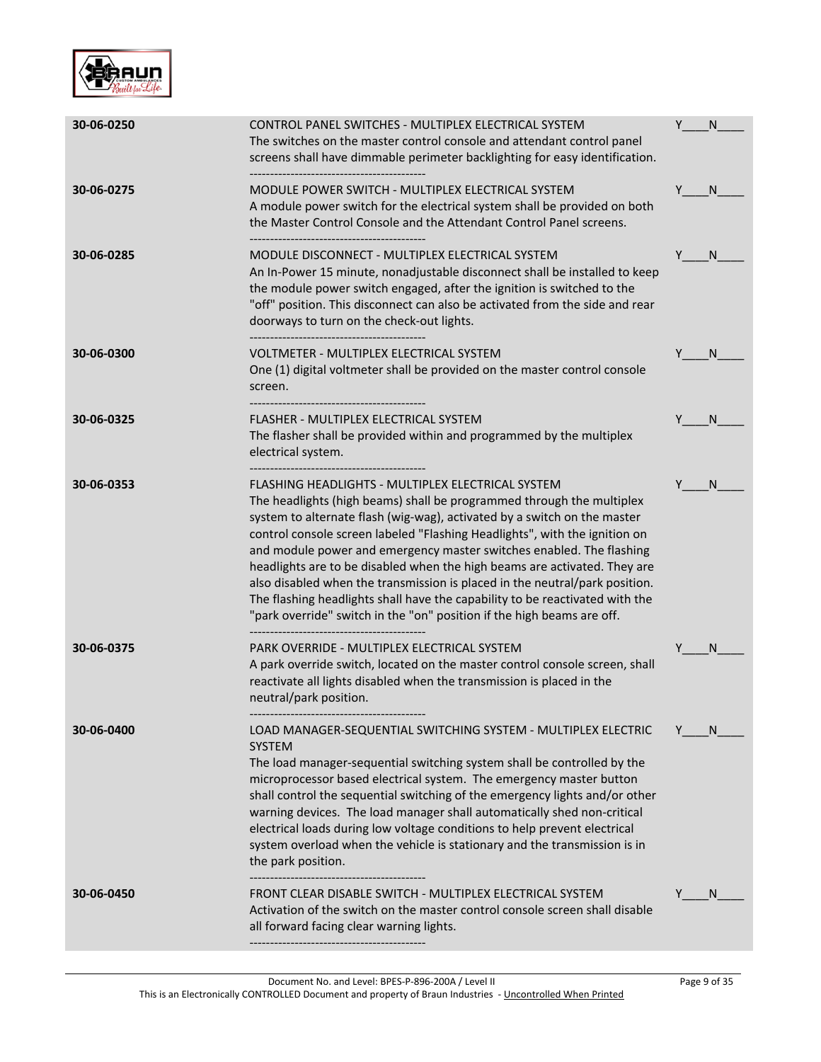| | | |
|---|---|---|
| 30-06-0250 | CONTROL PANEL SWITCHES - MULTIPLEX ELECTRICAL SYSTEM<br>The switches on the master control console and attendant control panel screens shall have dimmable perimeter backlighting for easy identification.<br>------------------------------------------- | Y____N____ |
| 30-06-0275 | MODULE POWER SWITCH - MULTIPLEX ELECTRICAL SYSTEM<br>A module power switch for the electrical system shall be provided on both the Master Control Console and the Attendant Control Panel screens.<br>------------------------------------------- | Y____N____ |
| 30-06-0285 | MODULE DISCONNECT - MULTIPLEX ELECTRICAL SYSTEM<br>An In-Power 15 minute, nonadjustable disconnect shall be installed to keep the module power switch engaged, after the ignition is switched to the "off" position. This disconnect can also be activated from the side and rear doorways to turn on the check-out lights.<br>------------------------------------------- | Y____N____ |
| 30-06-0300 | VOLTMETER - MULTIPLEX ELECTRICAL SYSTEM<br>One (1) digital voltmeter shall be provided on the master control console screen.<br>------------------------------------------- | Y____N____ |
| 30-06-0325 | FLASHER - MULTIPLEX ELECTRICAL SYSTEM<br>The flasher shall be provided within and programmed by the multiplex electrical system.<br>------------------------------------------- | Y____N____ |
| 30-06-0353 | FLASHING HEADLIGHTS - MULTIPLEX ELECTRICAL SYSTEM<br>The headlights (high beams) shall be programmed through the multiplex system to alternate flash (wig-wag), activated by a switch on the master control console screen labeled "Flashing Headlights", with the ignition on and module power and emergency master switches enabled. The flashing headlights are to be disabled when the high beams are activated. They are also disabled when the transmission is placed in the neutral/park position. The flashing headlights shall have the capability to be reactivated with the "park override" switch in the "on" position if the high beams are off.<br>------------------------------------------- | Y____N____ |
| 30-06-0375 | PARK OVERRIDE - MULTIPLEX ELECTRICAL SYSTEM<br>A park override switch, located on the master control console screen, shall reactivate all lights disabled when the transmission is placed in the neutral/park position.<br>------------------------------------------- | Y____N____ |
| 30-06-0400 | LOAD MANAGER-SEQUENTIAL SWITCHING SYSTEM - MULTIPLEX ELECTRIC SYSTEM<br>The load manager-sequential switching system shall be controlled by the microprocessor based electrical system. The emergency master button shall control the sequential switching of the emergency lights and/or other warning devices. The load manager shall automatically shed non-critical electrical loads during low voltage conditions to help prevent electrical system overload when the vehicle is stationary and the transmission is in the park position.<br>------------------------------------------- | Y____N____ |
| 30-06-0450 | FRONT CLEAR DISABLE SWITCH - MULTIPLEX ELECTRICAL SYSTEM<br>Activation of the switch on the master control console screen shall disable all forward facing clear warning lights.<br>------------------------------------------- | Y____N____ |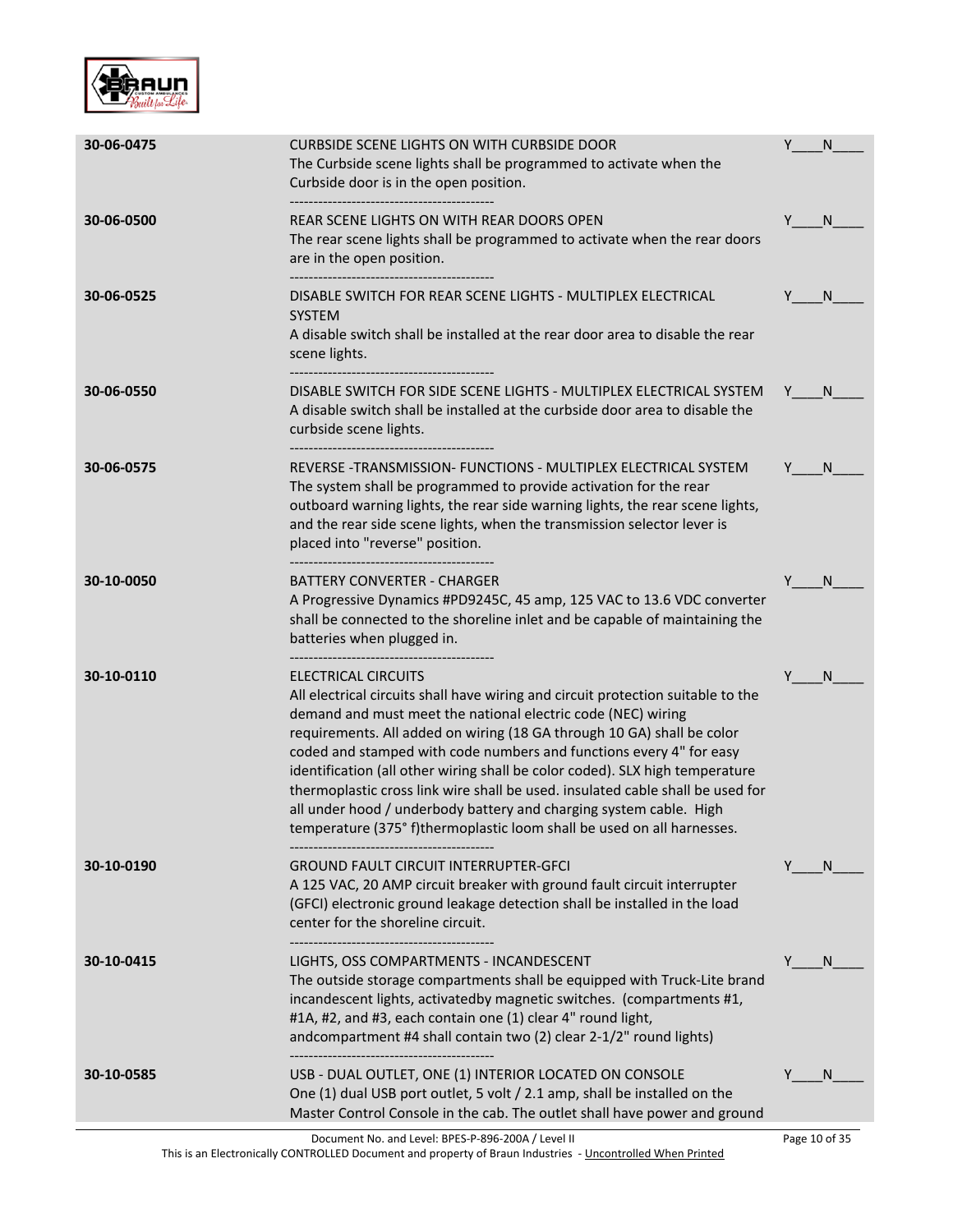| | | |
|---|---|---|
| **30-06-0475** | CURBSIDE SCENE LIGHTS ON WITH CURBSIDE DOOR<br>The Curbside scene lights shall be programmed to activate when the Curbside door is in the open position.<br>------------------------------------------- | Y____N____ |
| **30-06-0500** | REAR SCENE LIGHTS ON WITH REAR DOORS OPEN<br>The rear scene lights shall be programmed to activate when the rear doors are in the open position.<br>------------------------------------------- | Y____N____ |
| **30-06-0525** | DISABLE SWITCH FOR REAR SCENE LIGHTS - MULTIPLEX ELECTRICAL SYSTEM<br>A disable switch shall be installed at the rear door area to disable the rear scene lights.<br>------------------------------------------- | Y____N____ |
| **30-06-0550** | DISABLE SWITCH FOR SIDE SCENE LIGHTS - MULTIPLEX ELECTRICAL SYSTEM<br>A disable switch shall be installed at the curbside door area to disable the curbside scene lights.<br>------------------------------------------- | Y____N____ |
| **30-06-0575** | REVERSE -TRANSMISSION- FUNCTIONS - MULTIPLEX ELECTRICAL SYSTEM<br>The system shall be programmed to provide activation for the rear outboard warning lights, the rear side warning lights, the rear scene lights, and the rear side scene lights, when the transmission selector lever is placed into "reverse" position.<br>------------------------------------------- | Y____N____ |
| **30-10-0050** | BATTERY CONVERTER - CHARGER<br>A Progressive Dynamics #PD9245C, 45 amp, 125 VAC to 13.6 VDC converter shall be connected to the shoreline inlet and be capable of maintaining the batteries when plugged in.<br>------------------------------------------- | Y____N____ |
| **30-10-0110** | ELECTRICAL CIRCUITS<br>All electrical circuits shall have wiring and circuit protection suitable to the demand and must meet the national electric code (NEC) wiring requirements. All added on wiring (18 GA through 10 GA) shall be color coded and stamped with code numbers and functions every 4" for easy identification (all other wiring shall be color coded). SLX high temperature thermoplastic cross link wire shall be used. insulated cable shall be used for all under hood / underbody battery and charging system cable. High temperature (375° f)thermoplastic loom shall be used on all harnesses.<br>------------------------------------------- | Y____N____ |
| **30-10-0190** | GROUND FAULT CIRCUIT INTERRUPTER-GFCI<br>A 125 VAC, 20 AMP circuit breaker with ground fault circuit interrupter (GFCI) electronic ground leakage detection shall be installed in the load center for the shoreline circuit.<br>------------------------------------------- | Y____N____ |
| **30-10-0415** | LIGHTS, OSS COMPARTMENTS - INCANDESCENT<br>The outside storage compartments shall be equipped with Truck-Lite brand incandescent lights, activatedby magnetic switches. (compartments #1, #1A, #2, and #3, each contain one (1) clear 4" round light, andcompartment #4 shall contain two (2) clear 2-1/2" round lights)<br>------------------------------------------- | Y____N____ |
| **30-10-0585** | USB - DUAL OUTLET, ONE (1) INTERIOR LOCATED ON CONSOLE<br>One (1) dual USB port outlet, 5 volt / 2.1 amp, shall be installed on the Master Control Console in the cab. The outlet shall have power and ground | Y____N____ |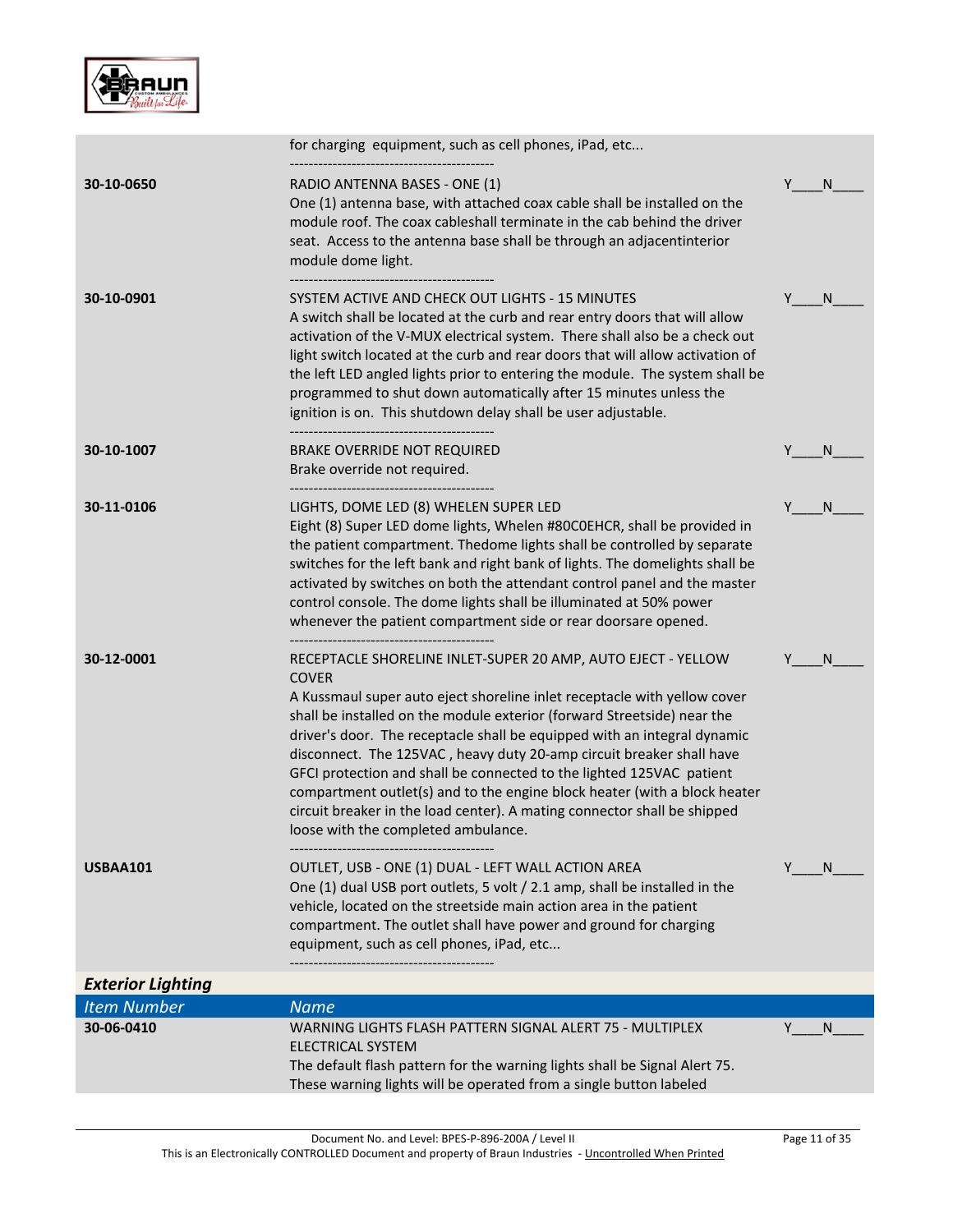| | | |
|---|---|---|
| | for charging equipment, such as cell phones, iPad, etc...<br>------------------------------------------- | |
| **30-10-0650** | RADIO ANTENNA BASES - ONE (1)<br>One (1) antenna base, with attached coax cable shall be installed on the module roof. The coax cableshall terminate in the cab behind the driver seat. Access to the antenna base shall be through an adjacentinterior module dome light.<br>------------------------------------------- | Y____N____ |
| **30-10-0901** | SYSTEM ACTIVE AND CHECK OUT LIGHTS - 15 MINUTES<br>A switch shall be located at the curb and rear entry doors that will allow activation of the V-MUX electrical system. There shall also be a check out light switch located at the curb and rear doors that will allow activation of the left LED angled lights prior to entering the module. The system shall be programmed to shut down automatically after 15 minutes unless the ignition is on. This shutdown delay shall be user adjustable.<br>------------------------------------------- | Y____N____ |
| **30-10-1007** | BRAKE OVERRIDE NOT REQUIRED<br>Brake override not required.<br>------------------------------------------- | Y____N____ |
| **30-11-0106** | LIGHTS, DOME LED (8) WHELEN SUPER LED<br>Eight (8) Super LED dome lights, Whelen #80C0EHCR, shall be provided in the patient compartment. Thedome lights shall be controlled by separate switches for the left bank and right bank of lights. The domelights shall be activated by switches on both the attendant control panel and the master control console. The dome lights shall be illuminated at 50% power whenever the patient compartment side or rear doorsare opened.<br>------------------------------------------- | Y____N____ |
| **30-12-0001** | RECEPTACLE SHORELINE INLET-SUPER 20 AMP, AUTO EJECT - YELLOW COVER<br>A Kussmaul super auto eject shoreline inlet receptacle with yellow cover shall be installed on the module exterior (forward Streetside) near the driver's door. The receptacle shall be equipped with an integral dynamic disconnect. The 125VAC , heavy duty 20-amp circuit breaker shall have GFCI protection and shall be connected to the lighted 125VAC patient compartment outlet(s) and to the engine block heater (with a block heater circuit breaker in the load center). A mating connector shall be shipped loose with the completed ambulance.<br>------------------------------------------- | Y____N____ |
| **USBAA101** | OUTLET, USB - ONE (1) DUAL - LEFT WALL ACTION AREA<br>One (1) dual USB port outlets, 5 volt / 2.1 amp, shall be installed in the vehicle, located on the streetside main action area in the patient compartment. The outlet shall have power and ground for charging equipment, such as cell phones, iPad, etc...<br>------------------------------------------- | Y____N____ |

***Exterior Lighting***

| *Item Number* | *Name* | |
|---|---|---|
| **30-06-0410** | WARNING LIGHTS FLASH PATTERN SIGNAL ALERT 75 - MULTIPLEX ELECTRICAL SYSTEM<br>The default flash pattern for the warning lights shall be Signal Alert 75. These warning lights will be operated from a single button labeled | Y____N____ |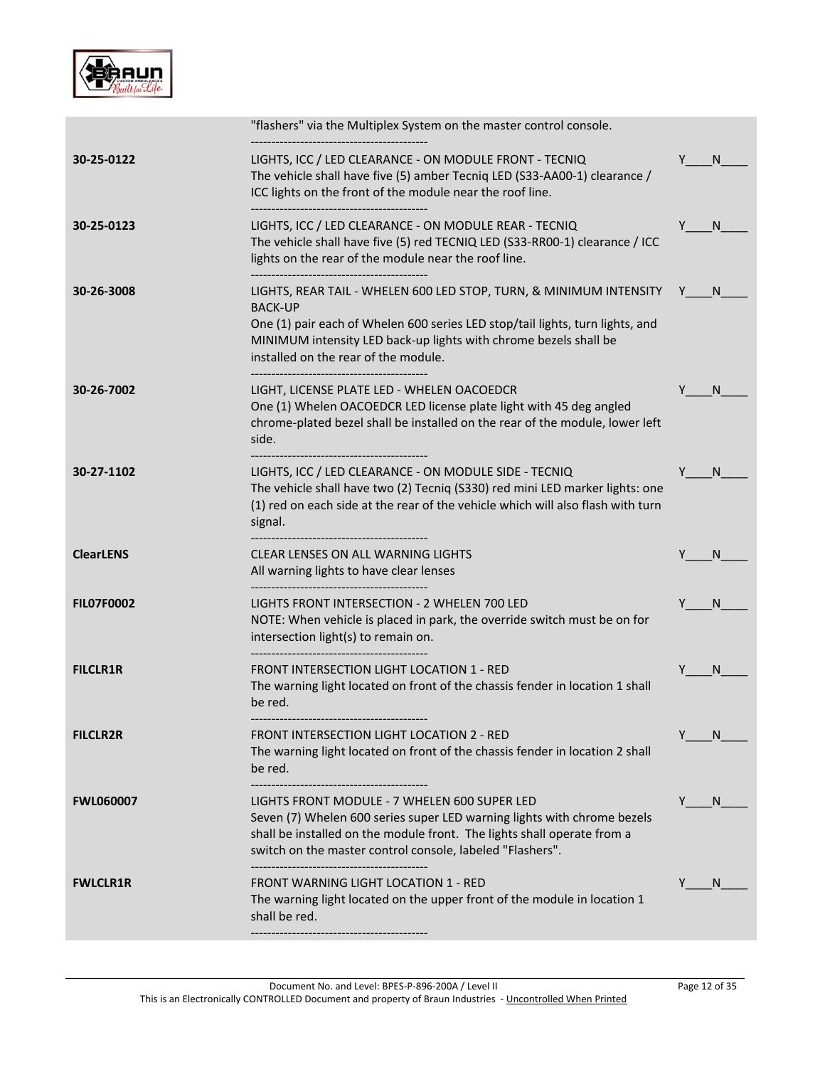| | | |
|---|---|---|
| | "flashers" via the Multiplex System on the master control console.<br>------------------------------------------- | |
| **30-25-0122** | LIGHTS, ICC / LED CLEARANCE - ON MODULE FRONT - TECNIQ<br>The vehicle shall have five (5) amber Tecniq LED (S33-AA00-1) clearance / ICC lights on the front of the module near the roof line.<br>------------------------------------------- | Y____N____ |
| **30-25-0123** | LIGHTS, ICC / LED CLEARANCE - ON MODULE REAR - TECNIQ<br>The vehicle shall have five (5) red TECNIQ LED (S33-RR00-1) clearance / ICC lights on the rear of the module near the roof line.<br>------------------------------------------- | Y____N____ |
| **30-26-3008** | LIGHTS, REAR TAIL - WHELEN 600 LED STOP, TURN, & MINIMUM INTENSITY BACK-UP<br>One (1) pair each of Whelen 600 series LED stop/tail lights, turn lights, and MINIMUM intensity LED back-up lights with chrome bezels shall be installed on the rear of the module.<br>------------------------------------------- | Y____N____ |
| **30-26-7002** | LIGHT, LICENSE PLATE LED - WHELEN OACOEDCR<br>One (1) Whelen OACOEDCR LED license plate light with 45 deg angled chrome-plated bezel shall be installed on the rear of the module, lower left side.<br>------------------------------------------- | Y____N____ |
| **30-27-1102** | LIGHTS, ICC / LED CLEARANCE - ON MODULE SIDE - TECNIQ<br>The vehicle shall have two (2) Tecniq (S330) red mini LED marker lights: one (1) red on each side at the rear of the vehicle which will also flash with turn signal.<br>------------------------------------------- | Y____N____ |
| **ClearLENS** | CLEAR LENSES ON ALL WARNING LIGHTS<br>All warning lights to have clear lenses<br>------------------------------------------- | Y____N____ |
| **FIL07F0002** | LIGHTS FRONT INTERSECTION - 2 WHELEN 700 LED<br>NOTE: When vehicle is placed in park, the override switch must be on for intersection light(s) to remain on.<br>------------------------------------------- | Y____N____ |
| **FILCLR1R** | FRONT INTERSECTION LIGHT LOCATION 1 - RED<br>The warning light located on front of the chassis fender in location 1 shall be red.<br>------------------------------------------- | Y____N____ |
| **FILCLR2R** | FRONT INTERSECTION LIGHT LOCATION 2 - RED<br>The warning light located on front of the chassis fender in location 2 shall be red.<br>------------------------------------------- | Y____N____ |
| **FWL060007** | LIGHTS FRONT MODULE - 7 WHELEN 600 SUPER LED<br>Seven (7) Whelen 600 series super LED warning lights with chrome bezels shall be installed on the module front. The lights shall operate from a switch on the master control console, labeled "Flashers".<br>------------------------------------------- | Y____N____ |
| **FWLCLR1R** | FRONT WARNING LIGHT LOCATION 1 - RED<br>The warning light located on the upper front of the module in location 1 shall be red.<br>------------------------------------------- | Y____N____ |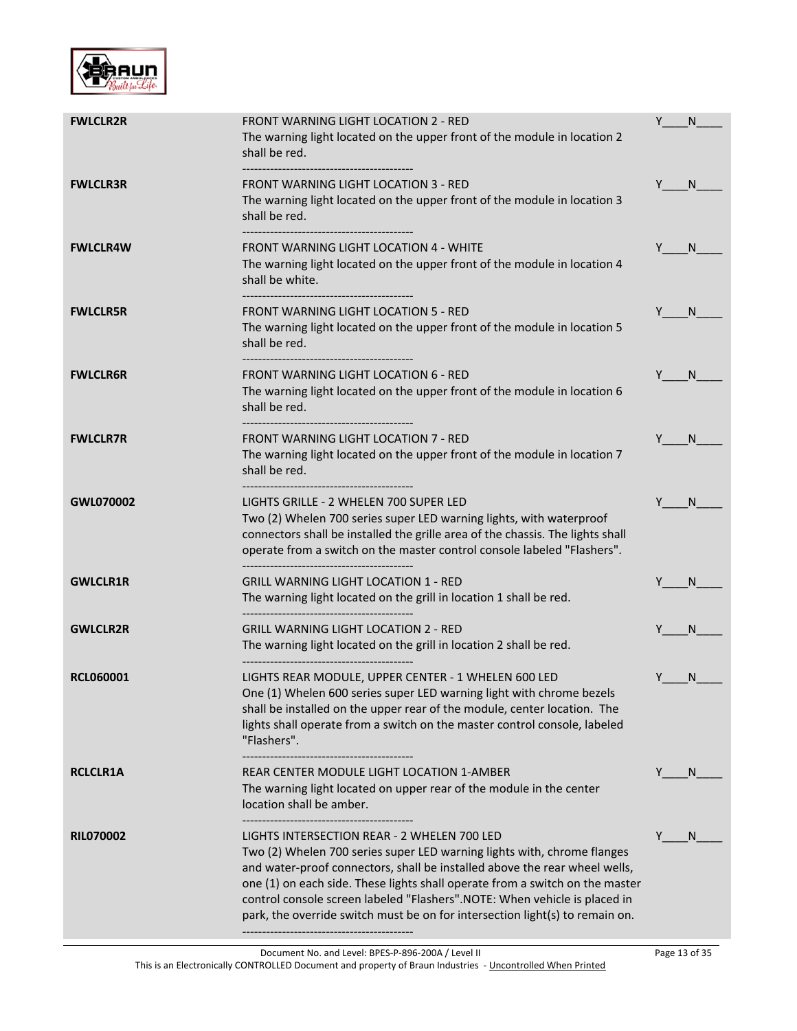| | | |
|---|---|---|
| **FWLCLR2R** | FRONT WARNING LIGHT LOCATION 2 - RED<br>The warning light located on the upper front of the module in location 2 shall be red.<br>------------------------------------------- | Y____N____ |
| **FWLCLR3R** | FRONT WARNING LIGHT LOCATION 3 - RED<br>The warning light located on the upper front of the module in location 3 shall be red.<br>------------------------------------------- | Y____N____ |
| **FWLCLR4W** | FRONT WARNING LIGHT LOCATION 4 - WHITE<br>The warning light located on the upper front of the module in location 4 shall be white.<br>------------------------------------------- | Y____N____ |
| **FWLCLR5R** | FRONT WARNING LIGHT LOCATION 5 - RED<br>The warning light located on the upper front of the module in location 5 shall be red.<br>------------------------------------------- | Y____N____ |
| **FWLCLR6R** | FRONT WARNING LIGHT LOCATION 6 - RED<br>The warning light located on the upper front of the module in location 6 shall be red.<br>------------------------------------------- | Y____N____ |
| **FWLCLR7R** | FRONT WARNING LIGHT LOCATION 7 - RED<br>The warning light located on the upper front of the module in location 7 shall be red.<br>------------------------------------------- | Y____N____ |
| **GWL070002** | LIGHTS GRILLE - 2 WHELEN 700 SUPER LED<br>Two (2) Whelen 700 series super LED warning lights, with waterproof connectors shall be installed the grille area of the chassis. The lights shall operate from a switch on the master control console labeled "Flashers".<br>------------------------------------------- | Y____N____ |
| **GWLCLR1R** | GRILL WARNING LIGHT LOCATION 1 - RED<br>The warning light located on the grill in location 1 shall be red.<br>------------------------------------------- | Y____N____ |
| **GWLCLR2R** | GRILL WARNING LIGHT LOCATION 2 - RED<br>The warning light located on the grill in location 2 shall be red.<br>------------------------------------------- | Y____N____ |
| **RCL060001** | LIGHTS REAR MODULE, UPPER CENTER - 1 WHELEN 600 LED<br>One (1) Whelen 600 series super LED warning light with chrome bezels shall be installed on the upper rear of the module, center location. The lights shall operate from a switch on the master control console, labeled "Flashers".<br>------------------------------------------- | Y____N____ |
| **RCLCLR1A** | REAR CENTER MODULE LIGHT LOCATION 1-AMBER<br>The warning light located on upper rear of the module in the center location shall be amber.<br>------------------------------------------- | Y____N____ |
| **RIL070002** | LIGHTS INTERSECTION REAR - 2 WHELEN 700 LED<br>Two (2) Whelen 700 series super LED warning lights with, chrome flanges and water-proof connectors, shall be installed above the rear wheel wells, one (1) on each side. These lights shall operate from a switch on the master control console screen labeled "Flashers".NOTE: When vehicle is placed in park, the override switch must be on for intersection light(s) to remain on.<br>------------------------------------------- | Y____N____ |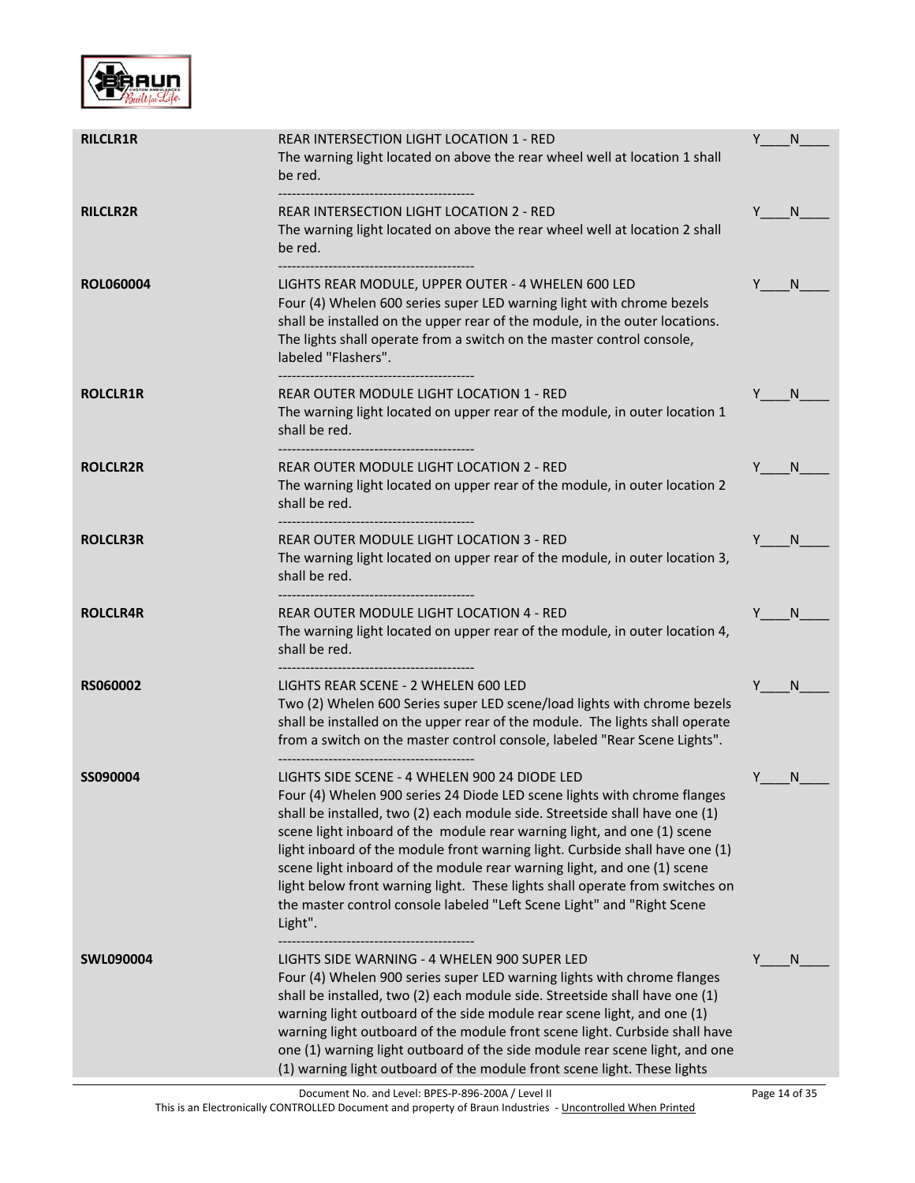| | | |
|---|---|---|
| **RILCLR1R** | REAR INTERSECTION LIGHT LOCATION 1 - RED<br>The warning light located on above the rear wheel well at location 1 shall be red.<br>------------------------------------------- | Y____N____ |
| **RILCLR2R** | REAR INTERSECTION LIGHT LOCATION 2 - RED<br>The warning light located on above the rear wheel well at location 2 shall be red.<br>------------------------------------------- | Y____N____ |
| **ROL060004** | LIGHTS REAR MODULE, UPPER OUTER - 4 WHELEN 600 LED<br>Four (4) Whelen 600 series super LED warning light with chrome bezels shall be installed on the upper rear of the module, in the outer locations. The lights shall operate from a switch on the master control console, labeled "Flashers".<br>------------------------------------------- | Y____N____ |
| **ROLCLR1R** | REAR OUTER MODULE LIGHT LOCATION 1 - RED<br>The warning light located on upper rear of the module, in outer location 1 shall be red.<br>------------------------------------------- | Y____N____ |
| **ROLCLR2R** | REAR OUTER MODULE LIGHT LOCATION 2 - RED<br>The warning light located on upper rear of the module, in outer location 2 shall be red.<br>------------------------------------------- | Y____N____ |
| **ROLCLR3R** | REAR OUTER MODULE LIGHT LOCATION 3 - RED<br>The warning light located on upper rear of the module, in outer location 3, shall be red.<br>------------------------------------------- | Y____N____ |
| **ROLCLR4R** | REAR OUTER MODULE LIGHT LOCATION 4 - RED<br>The warning light located on upper rear of the module, in outer location 4, shall be red.<br>------------------------------------------- | Y____N____ |
| **RS060002** | LIGHTS REAR SCENE - 2 WHELEN 600 LED<br>Two (2) Whelen 600 Series super LED scene/load lights with chrome bezels shall be installed on the upper rear of the module. The lights shall operate from a switch on the master control console, labeled "Rear Scene Lights".<br>------------------------------------------- | Y____N____ |
| **SS090004** | LIGHTS SIDE SCENE - 4 WHELEN 900 24 DIODE LED<br>Four (4) Whelen 900 series 24 Diode LED scene lights with chrome flanges shall be installed, two (2) each module side. Streetside shall have one (1) scene light inboard of the module rear warning light, and one (1) scene light inboard of the module front warning light. Curbside shall have one (1) scene light inboard of the module rear warning light, and one (1) scene light below front warning light. These lights shall operate from switches on the master control console labeled "Left Scene Light" and "Right Scene Light".<br>------------------------------------------- | Y____N____ |
| **SWL090004** | LIGHTS SIDE WARNING - 4 WHELEN 900 SUPER LED<br>Four (4) Whelen 900 series super LED warning lights with chrome flanges shall be installed, two (2) each module side. Streetside shall have one (1) warning light outboard of the side module rear scene light, and one (1) warning light outboard of the module front scene light. Curbside shall have one (1) warning light outboard of the side module rear scene light, and one (1) warning light outboard of the module front scene light. These lights | Y____N____ |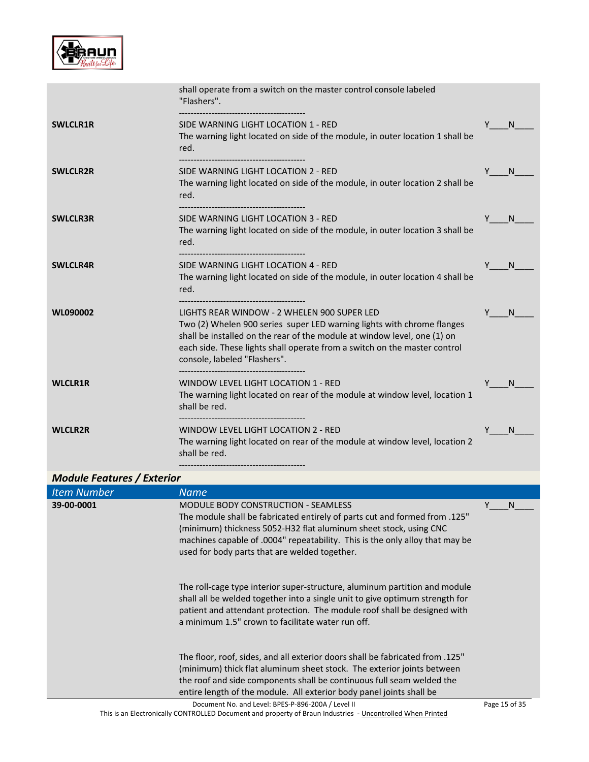| | | |
|---|---|---|
| | shall operate from a switch on the master control console labeled "Flashers".<br>------------------------------------------- | |
| **SWLCLR1R** | SIDE WARNING LIGHT LOCATION 1 - RED<br>The warning light located on side of the module, in outer location 1 shall be red.<br>------------------------------------------- | Y____N____ |
| **SWLCLR2R** | SIDE WARNING LIGHT LOCATION 2 - RED<br>The warning light located on side of the module, in outer location 2 shall be red.<br>------------------------------------------- | Y____N____ |
| **SWLCLR3R** | SIDE WARNING LIGHT LOCATION 3 - RED<br>The warning light located on side of the module, in outer location 3 shall be red.<br>------------------------------------------- | Y____N____ |
| **SWLCLR4R** | SIDE WARNING LIGHT LOCATION 4 - RED<br>The warning light located on side of the module, in outer location 4 shall be red.<br>------------------------------------------- | Y____N____ |
| **WL090002** | LIGHTS REAR WINDOW - 2 WHELEN 900 SUPER LED<br>Two (2) Whelen 900 series super LED warning lights with chrome flanges shall be installed on the rear of the module at window level, one (1) on each side. These lights shall operate from a switch on the master control console, labeled "Flashers".<br>------------------------------------------- | Y____N____ |
| **WLCLR1R** | WINDOW LEVEL LIGHT LOCATION 1 - RED<br>The warning light located on rear of the module at window level, location 1 shall be red.<br>------------------------------------------- | Y____N____ |
| **WLCLR2R** | WINDOW LEVEL LIGHT LOCATION 2 - RED<br>The warning light located on rear of the module at window level, location 2 shall be red.<br>------------------------------------------- | Y____N____ |

### *Module Features / Exterior*

| *Item Number* | *Name* | |
|---|---|---|
| **39-00-0001** | MODULE BODY CONSTRUCTION - SEAMLESS<br>The module shall be fabricated entirely of parts cut and formed from .125" (minimum) thickness 5052-H32 flat aluminum sheet stock, using CNC machines capable of .0004" repeatability. This is the only alloy that may be used for body parts that are welded together.<br><br>The roll-cage type interior super-structure, aluminum partition and module shall all be welded together into a single unit to give optimum strength for patient and attendant protection. The module roof shall be designed with a minimum 1.5" crown to facilitate water run off.<br><br>The floor, roof, sides, and all exterior doors shall be fabricated from .125" (minimum) thick flat aluminum sheet stock. The exterior joints between the roof and side components shall be continuous full seam welded the entire length of the module. All exterior body panel joints shall be | Y____N____ |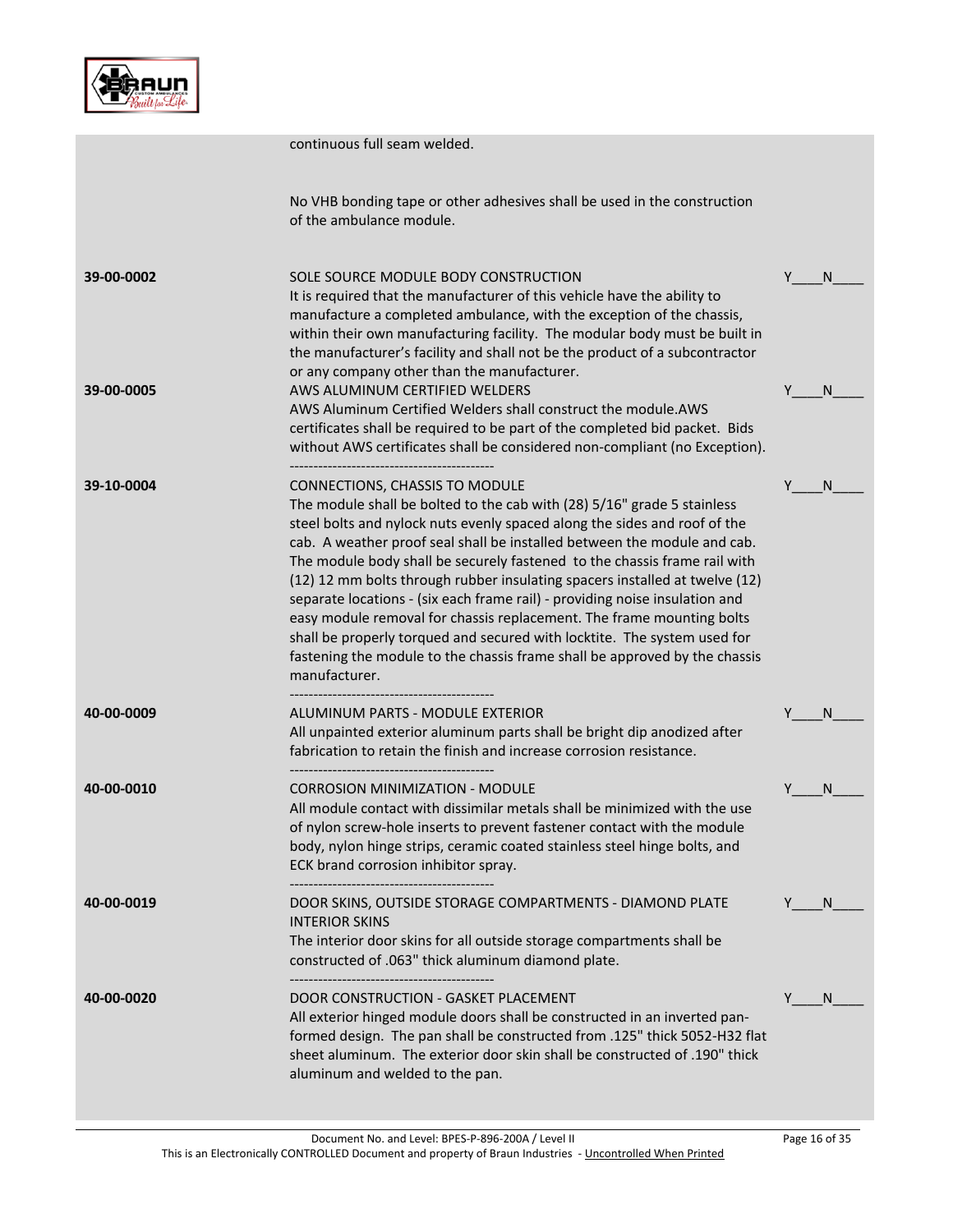| | | |
|---|---|---|
| | continuous full seam welded.<br><br>No VHB bonding tape or other adhesives shall be used in the construction of the ambulance module. | |
| **39-00-0002** | SOLE SOURCE MODULE BODY CONSTRUCTION<br>It is required that the manufacturer of this vehicle have the ability to manufacture a completed ambulance, with the exception of the chassis, within their own manufacturing facility. The modular body must be built in the manufacturer's facility and shall not be the product of a subcontractor or any company other than the manufacturer. | Y____N____ |
| **39-00-0005** | AWS ALUMINUM CERTIFIED WELDERS<br>AWS Aluminum Certified Welders shall construct the module.AWS certificates shall be required to be part of the completed bid packet. Bids without AWS certificates shall be considered non-compliant (no Exception).<br>------------------------------------------- | Y____N____ |
| **39-10-0004** | CONNECTIONS, CHASSIS TO MODULE<br>The module shall be bolted to the cab with (28) 5/16" grade 5 stainless steel bolts and nylock nuts evenly spaced along the sides and roof of the cab. A weather proof seal shall be installed between the module and cab. The module body shall be securely fastened to the chassis frame rail with (12) 12 mm bolts through rubber insulating spacers installed at twelve (12) separate locations - (six each frame rail) - providing noise insulation and easy module removal for chassis replacement. The frame mounting bolts shall be properly torqued and secured with locktite. The system used for fastening the module to the chassis frame shall be approved by the chassis manufacturer.<br>------------------------------------------- | Y____N____ |
| **40-00-0009** | ALUMINUM PARTS - MODULE EXTERIOR<br>All unpainted exterior aluminum parts shall be bright dip anodized after fabrication to retain the finish and increase corrosion resistance.<br>------------------------------------------- | Y____N____ |
| **40-00-0010** | CORROSION MINIMIZATION - MODULE<br>All module contact with dissimilar metals shall be minimized with the use of nylon screw-hole inserts to prevent fastener contact with the module body, nylon hinge strips, ceramic coated stainless steel hinge bolts, and ECK brand corrosion inhibitor spray.<br>------------------------------------------- | Y____N____ |
| **40-00-0019** | DOOR SKINS, OUTSIDE STORAGE COMPARTMENTS - DIAMOND PLATE INTERIOR SKINS<br>The interior door skins for all outside storage compartments shall be constructed of .063" thick aluminum diamond plate.<br>------------------------------------------- | Y____N____ |
| **40-00-0020** | DOOR CONSTRUCTION - GASKET PLACEMENT<br>All exterior hinged module doors shall be constructed in an inverted pan-formed design. The pan shall be constructed from .125" thick 5052-H32 flat sheet aluminum. The exterior door skin shall be constructed of .190" thick aluminum and welded to the pan. | Y____N____ |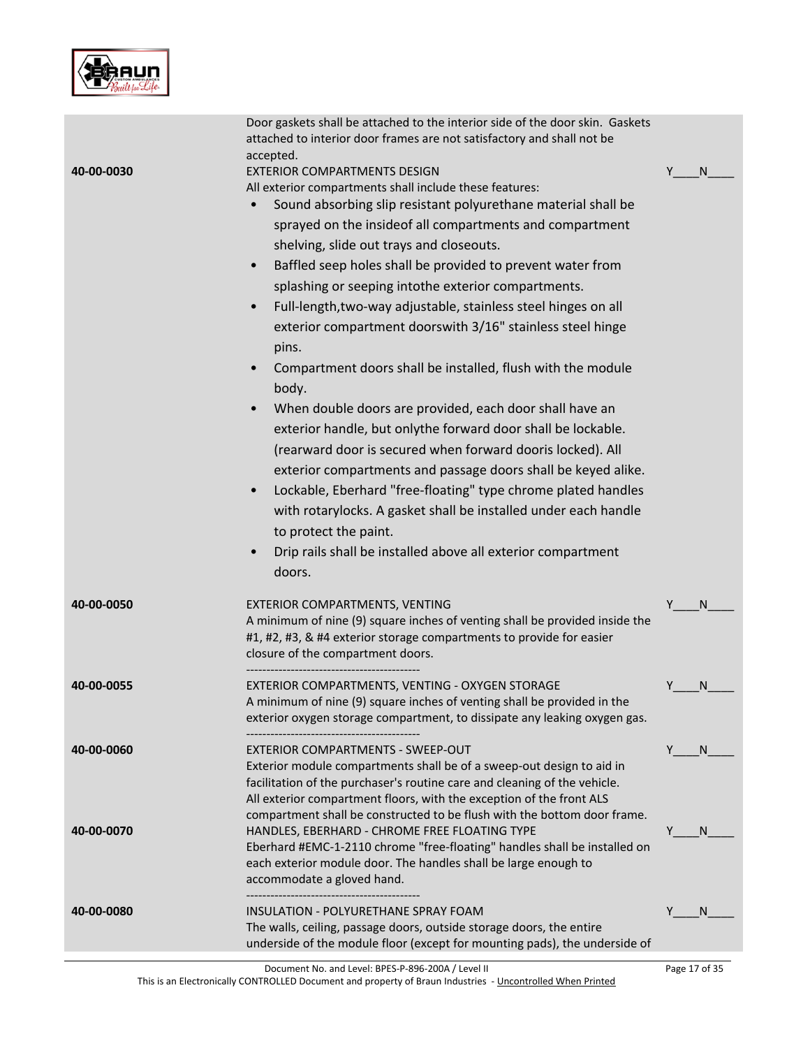Door gaskets shall be attached to the interior side of the door skin. Gaskets attached to interior door frames are not satisfactory and shall not be accepted.

| | | |
|---|---|---|
| **40-00-0030** | EXTERIOR COMPARTMENTS DESIGN<br>All exterior compartments shall include these features:<br>• Sound absorbing slip resistant polyurethane material shall be sprayed on the insideof all compartments and compartment shelving, slide out trays and closeouts.<br>• Baffled seep holes shall be provided to prevent water from splashing or seeping intothe exterior compartments.<br>• Full-length,two-way adjustable, stainless steel hinges on all exterior compartment doorswith 3/16" stainless steel hinge pins.<br>• Compartment doors shall be installed, flush with the module body.<br>• When double doors are provided, each door shall have an exterior handle, but onlythe forward door shall be lockable. (rearward door is secured when forward dooris locked). All exterior compartments and passage doors shall be keyed alike.<br>• Lockable, Eberhard "free-floating" type chrome plated handles with rotarylocks. A gasket shall be installed under each handle to protect the paint.<br>• Drip rails shall be installed above all exterior compartment doors. | Y____N____ |
| **40-00-0050** | EXTERIOR COMPARTMENTS, VENTING<br>A minimum of nine (9) square inches of venting shall be provided inside the #1, #2, #3, & #4 exterior storage compartments to provide for easier closure of the compartment doors.<br>------------------------------------------- | Y____N____ |
| **40-00-0055** | EXTERIOR COMPARTMENTS, VENTING - OXYGEN STORAGE<br>A minimum of nine (9) square inches of venting shall be provided in the exterior oxygen storage compartment, to dissipate any leaking oxygen gas.<br>------------------------------------------- | Y____N____ |
| **40-00-0060** | EXTERIOR COMPARTMENTS - SWEEP-OUT<br>Exterior module compartments shall be of a sweep-out design to aid in facilitation of the purchaser's routine care and cleaning of the vehicle. All exterior compartment floors, with the exception of the front ALS compartment shall be constructed to be flush with the bottom door frame. | Y____N____ |
| **40-00-0070** | HANDLES, EBERHARD - CHROME FREE FLOATING TYPE<br>Eberhard #EMC-1-2110 chrome "free-floating" handles shall be installed on each exterior module door. The handles shall be large enough to accommodate a gloved hand.<br>------------------------------------------- | Y____N____ |
| **40-00-0080** | INSULATION - POLYURETHANE SPRAY FOAM<br>The walls, ceiling, passage doors, outside storage doors, the entire underside of the module floor (except for mounting pads), the underside of | Y____N____ |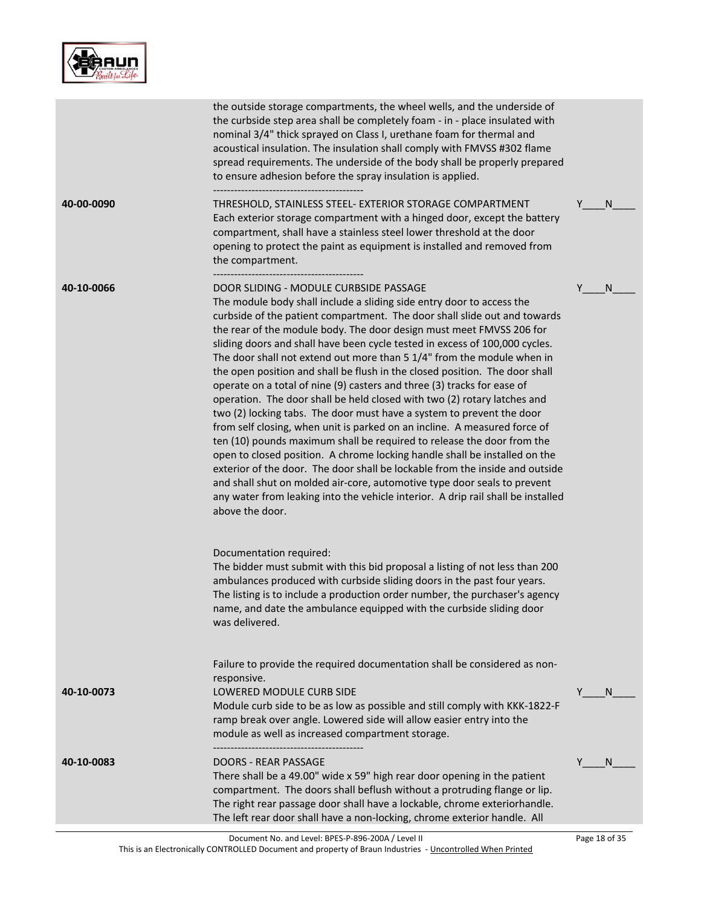| | | |
|---|---|---|
| | the outside storage compartments, the wheel wells, and the underside of the curbside step area shall be completely foam - in - place insulated with nominal 3/4" thick sprayed on Class I, urethane foam for thermal and acoustical insulation. The insulation shall comply with FMVSS #302 flame spread requirements. The underside of the body shall be properly prepared to ensure adhesion before the spray insulation is applied.<br>------------------------------------------- | |
| **40-00-0090** | THRESHOLD, STAINLESS STEEL- EXTERIOR STORAGE COMPARTMENT<br>Each exterior storage compartment with a hinged door, except the battery compartment, shall have a stainless steel lower threshold at the door opening to protect the paint as equipment is installed and removed from the compartment.<br>------------------------------------------- | Y____N____ |
| **40-10-0066** | DOOR SLIDING - MODULE CURBSIDE PASSAGE<br>The module body shall include a sliding side entry door to access the curbside of the patient compartment. The door shall slide out and towards the rear of the module body. The door design must meet FMVSS 206 for sliding doors and shall have been cycle tested in excess of 100,000 cycles. The door shall not extend out more than 5 1/4" from the module when in the open position and shall be flush in the closed position. The door shall operate on a total of nine (9) casters and three (3) tracks for ease of operation. The door shall be held closed with two (2) rotary latches and two (2) locking tabs. The door must have a system to prevent the door from self closing, when unit is parked on an incline. A measured force of ten (10) pounds maximum shall be required to release the door from the open to closed position. A chrome locking handle shall be installed on the exterior of the door. The door shall be lockable from the inside and outside and shall shut on molded air-core, automotive type door seals to prevent any water from leaking into the vehicle interior. A drip rail shall be installed above the door.<br><br>Documentation required:<br>The bidder must submit with this bid proposal a listing of not less than 200 ambulances produced with curbside sliding doors in the past four years. The listing is to include a production order number, the purchaser's agency name, and date the ambulance equipped with the curbside sliding door was delivered.<br><br>Failure to provide the required documentation shall be considered as non-responsive. | Y____N____ |
| **40-10-0073** | LOWERED MODULE CURB SIDE<br>Module curb side to be as low as possible and still comply with KKK-1822-F ramp break over angle. Lowered side will allow easier entry into the module as well as increased compartment storage.<br>------------------------------------------- | Y____N____ |
| **40-10-0083** | DOORS - REAR PASSAGE<br>There shall be a 49.00" wide x 59" high rear door opening in the patient compartment. The doors shall beflush without a protruding flange or lip. The right rear passage door shall have a lockable, chrome exteriorhandle. The left rear door shall have a non-locking, chrome exterior handle. All | Y____N____ |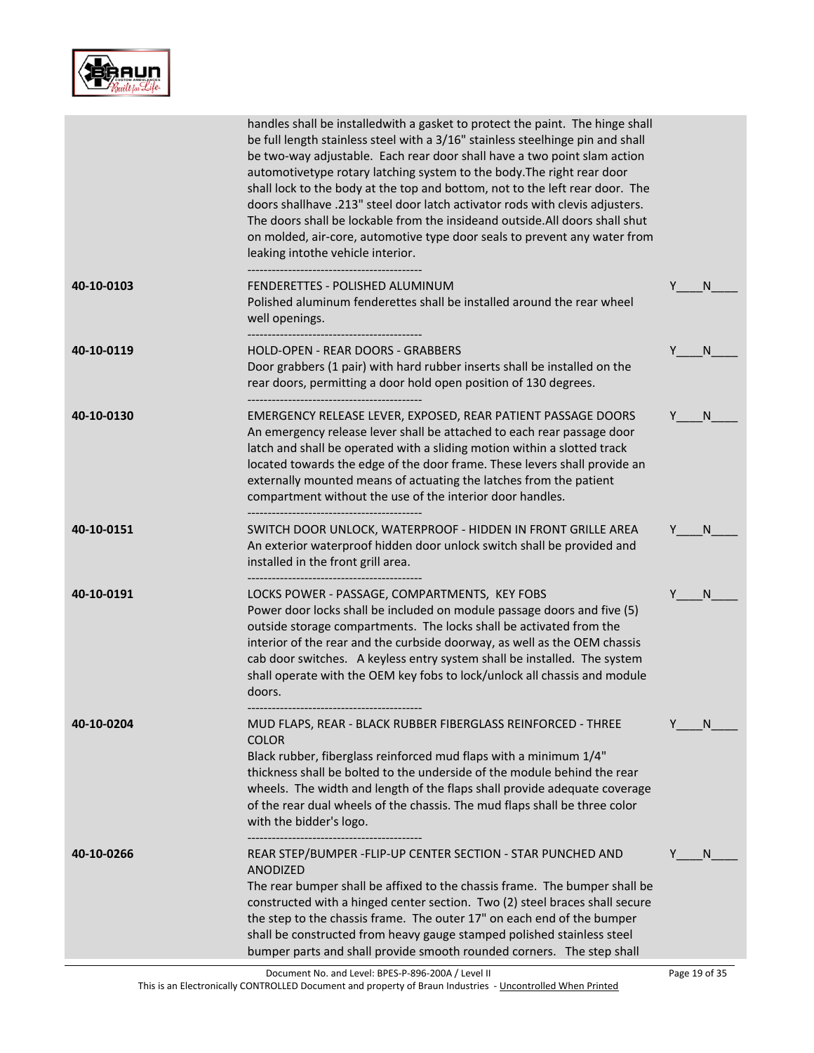| | | |
|---|---|---|
| | handles shall be installedwith a gasket to protect the paint. The hinge shall be full length stainless steel with a 3/16" stainless steelhinge pin and shall be two-way adjustable. Each rear door shall have a two point slam action automotivetype rotary latching system to the body.The right rear door shall lock to the body at the top and bottom, not to the left rear door. The doors shallhave .213" steel door latch activator rods with clevis adjusters. The doors shall be lockable from the insideand outside.All doors shall shut on molded, air-core, automotive type door seals to prevent any water from leaking intothe vehicle interior.<br>------------------------------------------- | |
| **40-10-0103** | FENDERETTES - POLISHED ALUMINUM<br>Polished aluminum fenderettes shall be installed around the rear wheel well openings.<br>------------------------------------------- | Y____N____ |
| **40-10-0119** | HOLD-OPEN - REAR DOORS - GRABBERS<br>Door grabbers (1 pair) with hard rubber inserts shall be installed on the rear doors, permitting a door hold open position of 130 degrees.<br>------------------------------------------- | Y____N____ |
| **40-10-0130** | EMERGENCY RELEASE LEVER, EXPOSED, REAR PATIENT PASSAGE DOORS<br>An emergency release lever shall be attached to each rear passage door latch and shall be operated with a sliding motion within a slotted track located towards the edge of the door frame. These levers shall provide an externally mounted means of actuating the latches from the patient compartment without the use of the interior door handles.<br>------------------------------------------- | Y____N____ |
| **40-10-0151** | SWITCH DOOR UNLOCK, WATERPROOF - HIDDEN IN FRONT GRILLE AREA<br>An exterior waterproof hidden door unlock switch shall be provided and installed in the front grill area.<br>------------------------------------------- | Y____N____ |
| **40-10-0191** | LOCKS POWER - PASSAGE, COMPARTMENTS, KEY FOBS<br>Power door locks shall be included on module passage doors and five (5) outside storage compartments. The locks shall be activated from the interior of the rear and the curbside doorway, as well as the OEM chassis cab door switches. A keyless entry system shall be installed. The system shall operate with the OEM key fobs to lock/unlock all chassis and module doors.<br>------------------------------------------- | Y____N____ |
| **40-10-0204** | MUD FLAPS, REAR - BLACK RUBBER FIBERGLASS REINFORCED - THREE COLOR<br>Black rubber, fiberglass reinforced mud flaps with a minimum 1/4" thickness shall be bolted to the underside of the module behind the rear wheels. The width and length of the flaps shall provide adequate coverage of the rear dual wheels of the chassis. The mud flaps shall be three color with the bidder's logo.<br>------------------------------------------- | Y____N____ |
| **40-10-0266** | REAR STEP/BUMPER -FLIP-UP CENTER SECTION - STAR PUNCHED AND ANODIZED<br>The rear bumper shall be affixed to the chassis frame. The bumper shall be constructed with a hinged center section. Two (2) steel braces shall secure the step to the chassis frame. The outer 17" on each end of the bumper shall be constructed from heavy gauge stamped polished stainless steel bumper parts and shall provide smooth rounded corners. The step shall | Y____N____ |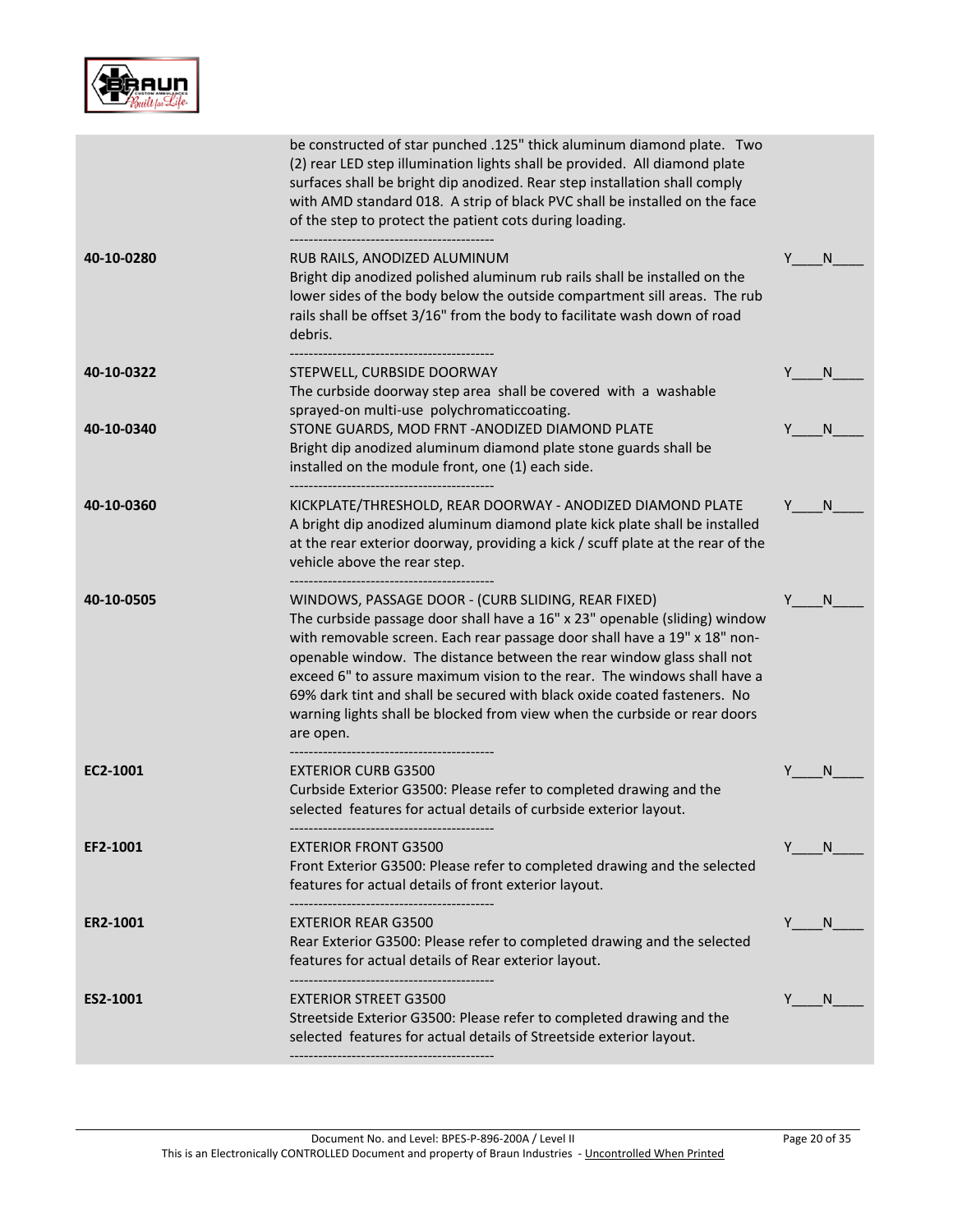| | | |
|---|---|---|
| | be constructed of star punched .125" thick aluminum diamond plate. Two (2) rear LED step illumination lights shall be provided. All diamond plate surfaces shall be bright dip anodized. Rear step installation shall comply with AMD standard 018. A strip of black PVC shall be installed on the face of the step to protect the patient cots during loading.<br>------------------------------------------- | |
| **40-10-0280** | RUB RAILS, ANODIZED ALUMINUM<br>Bright dip anodized polished aluminum rub rails shall be installed on the lower sides of the body below the outside compartment sill areas. The rub rails shall be offset 3/16" from the body to facilitate wash down of road debris.<br>------------------------------------------- | Y____N____ |
| **40-10-0322** | STEPWELL, CURBSIDE DOORWAY<br>The curbside doorway step area shall be covered with a washable sprayed-on multi-use polychromaticcoating. | Y____N____ |
| **40-10-0340** | STONE GUARDS, MOD FRNT -ANODIZED DIAMOND PLATE<br>Bright dip anodized aluminum diamond plate stone guards shall be installed on the module front, one (1) each side.<br>------------------------------------------- | Y____N____ |
| **40-10-0360** | KICKPLATE/THRESHOLD, REAR DOORWAY - ANODIZED DIAMOND PLATE<br>A bright dip anodized aluminum diamond plate kick plate shall be installed at the rear exterior doorway, providing a kick / scuff plate at the rear of the vehicle above the rear step.<br>------------------------------------------- | Y____N____ |
| **40-10-0505** | WINDOWS, PASSAGE DOOR - (CURB SLIDING, REAR FIXED)<br>The curbside passage door shall have a 16" x 23" openable (sliding) window with removable screen. Each rear passage door shall have a 19" x 18" non-openable window. The distance between the rear window glass shall not exceed 6" to assure maximum vision to the rear. The windows shall have a 69% dark tint and shall be secured with black oxide coated fasteners. No warning lights shall be blocked from view when the curbside or rear doors are open.<br>------------------------------------------- | Y____N____ |
| **EC2-1001** | EXTERIOR CURB G3500<br>Curbside Exterior G3500: Please refer to completed drawing and the selected features for actual details of curbside exterior layout.<br>------------------------------------------- | Y____N____ |
| **EF2-1001** | EXTERIOR FRONT G3500<br>Front Exterior G3500: Please refer to completed drawing and the selected features for actual details of front exterior layout.<br>------------------------------------------- | Y____N____ |
| **ER2-1001** | EXTERIOR REAR G3500<br>Rear Exterior G3500: Please refer to completed drawing and the selected features for actual details of Rear exterior layout.<br>------------------------------------------- | Y____N____ |
| **ES2-1001** | EXTERIOR STREET G3500<br>Streetside Exterior G3500: Please refer to completed drawing and the selected features for actual details of Streetside exterior layout.<br>------------------------------------------- | Y____N____ |

Document No. and Level: BPES-P-896-200A / Level II
This is an Electronically CONTROLLED Document and property of Braun Industries - Uncontrolled When Printed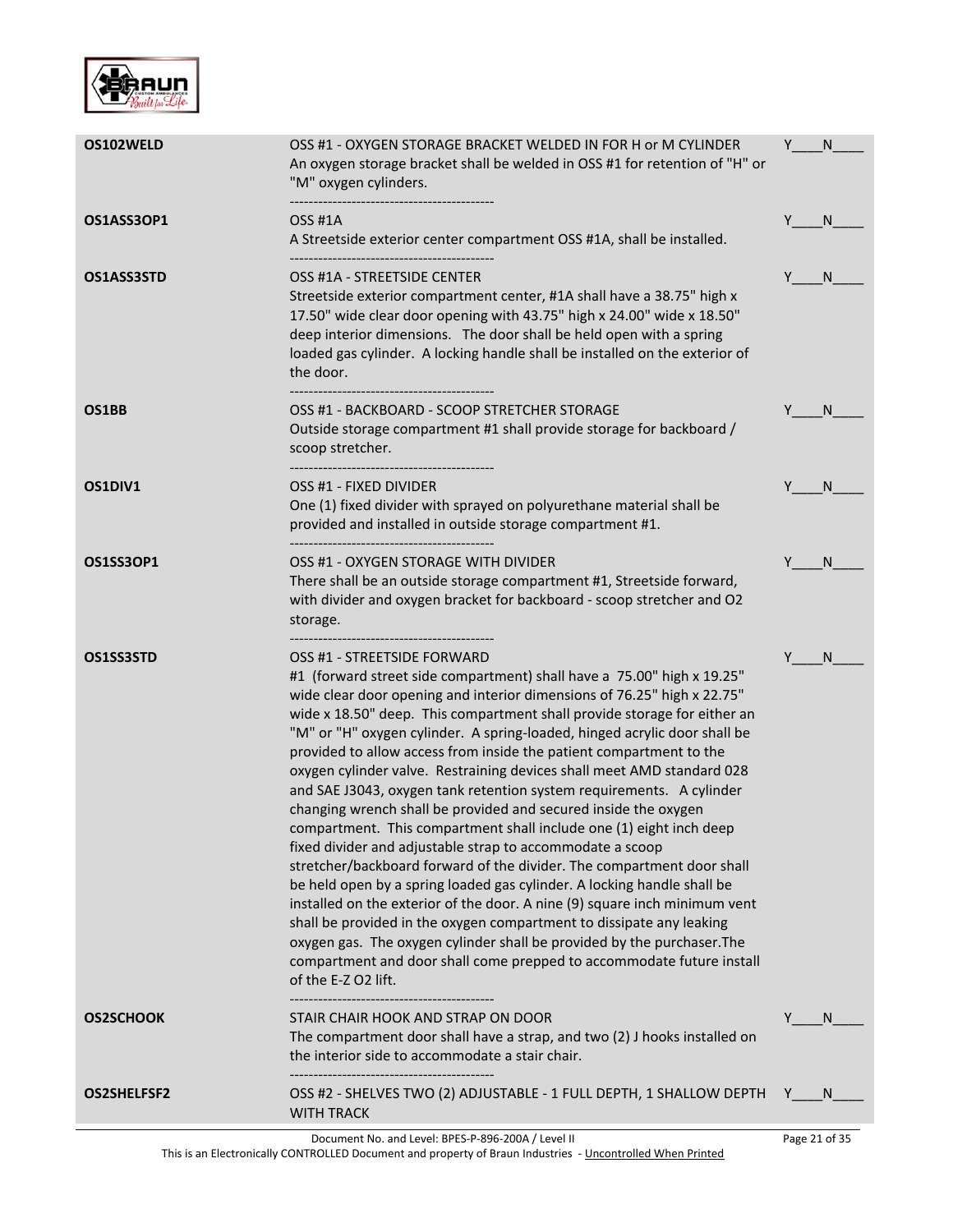| | | |
|---|---|---|
| **OS102WELD** | OSS #1 - OXYGEN STORAGE BRACKET WELDED IN FOR H or M CYLINDER<br>An oxygen storage bracket shall be welded in OSS #1 for retention of "H" or "M" oxygen cylinders.<br>------------------------------------------- | Y____N____ |
| **OS1ASS3OP1** | OSS #1A<br>A Streetside exterior center compartment OSS #1A, shall be installed.<br>------------------------------------------- | Y____N____ |
| **OS1ASS3STD** | OSS #1A - STREETSIDE CENTER<br>Streetside exterior compartment center, #1A shall have a 38.75" high x 17.50" wide clear door opening with 43.75" high x 24.00" wide x 18.50" deep interior dimensions. The door shall be held open with a spring loaded gas cylinder. A locking handle shall be installed on the exterior of the door.<br>------------------------------------------- | Y____N____ |
| **OS1BB** | OSS #1 - BACKBOARD - SCOOP STRETCHER STORAGE<br>Outside storage compartment #1 shall provide storage for backboard / scoop stretcher.<br>------------------------------------------- | Y____N____ |
| **OS1DIV1** | OSS #1 - FIXED DIVIDER<br>One (1) fixed divider with sprayed on polyurethane material shall be provided and installed in outside storage compartment #1.<br>------------------------------------------- | Y____N____ |
| **OS1SS3OP1** | OSS #1 - OXYGEN STORAGE WITH DIVIDER<br>There shall be an outside storage compartment #1, Streetside forward, with divider and oxygen bracket for backboard - scoop stretcher and O2 storage.<br>------------------------------------------- | Y____N____ |
| **OS1SS3STD** | OSS #1 - STREETSIDE FORWARD<br>#1 (forward street side compartment) shall have a 75.00" high x 19.25" wide clear door opening and interior dimensions of 76.25" high x 22.75" wide x 18.50" deep. This compartment shall provide storage for either an "M" or "H" oxygen cylinder. A spring-loaded, hinged acrylic door shall be provided to allow access from inside the patient compartment to the oxygen cylinder valve. Restraining devices shall meet AMD standard 028 and SAE J3043, oxygen tank retention system requirements. A cylinder changing wrench shall be provided and secured inside the oxygen compartment. This compartment shall include one (1) eight inch deep fixed divider and adjustable strap to accommodate a scoop stretcher/backboard forward of the divider. The compartment door shall be held open by a spring loaded gas cylinder. A locking handle shall be installed on the exterior of the door. A nine (9) square inch minimum vent shall be provided in the oxygen compartment to dissipate any leaking oxygen gas. The oxygen cylinder shall be provided by the purchaser.The compartment and door shall come prepped to accommodate future install of the E-Z O2 lift.<br>------------------------------------------- | Y____N____ |
| **OS2SCHOOK** | STAIR CHAIR HOOK AND STRAP ON DOOR<br>The compartment door shall have a strap, and two (2) J hooks installed on the interior side to accommodate a stair chair.<br>------------------------------------------- | Y____N____ |
| **OS2SHELFSF2** | OSS #2 - SHELVES TWO (2) ADJUSTABLE - 1 FULL DEPTH, 1 SHALLOW DEPTH WITH TRACK | Y____N____ |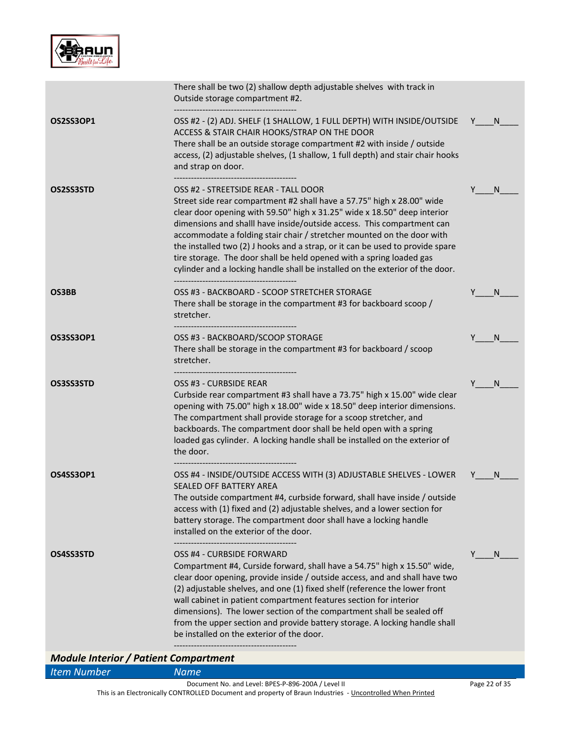| | | |
|---|---|---|
| | There shall be two (2) shallow depth adjustable shelves with track in Outside storage compartment #2.<br>------------------------------------------- | |
| **OS2SS3OP1** | OSS #2 - (2) ADJ. SHELF (1 SHALLOW, 1 FULL DEPTH) WITH INSIDE/OUTSIDE ACCESS & STAIR CHAIR HOOKS/STRAP ON THE DOOR<br>There shall be an outside storage compartment #2 with inside / outside access, (2) adjustable shelves, (1 shallow, 1 full depth) and stair chair hooks and strap on door.<br>------------------------------------------- | Y____N____ |
| **OS2SS3STD** | OSS #2 - STREETSIDE REAR - TALL DOOR<br>Street side rear compartment #2 shall have a 57.75" high x 28.00" wide clear door opening with 59.50" high x 31.25" wide x 18.50" deep interior dimensions and shalll have inside/outside access. This compartment can accommodate a folding stair chair / stretcher mounted on the door with the installed two (2) J hooks and a strap, or it can be used to provide spare tire storage. The door shall be held opened with a spring loaded gas cylinder and a locking handle shall be installed on the exterior of the door.<br>------------------------------------------- | Y____N____ |
| **OS3BB** | OSS #3 - BACKBOARD - SCOOP STRETCHER STORAGE<br>There shall be storage in the compartment #3 for backboard scoop / stretcher.<br>------------------------------------------- | Y____N____ |
| **OS3SS3OP1** | OSS #3 - BACKBOARD/SCOOP STORAGE<br>There shall be storage in the compartment #3 for backboard / scoop stretcher.<br>------------------------------------------- | Y____N____ |
| **OS3SS3STD** | OSS #3 - CURBSIDE REAR<br>Curbside rear compartment #3 shall have a 73.75" high x 15.00" wide clear opening with 75.00" high x 18.00" wide x 18.50" deep interior dimensions. The compartment shall provide storage for a scoop stretcher, and backboards. The compartment door shall be held open with a spring loaded gas cylinder. A locking handle shall be installed on the exterior of the door.<br>------------------------------------------- | Y____N____ |
| **OS4SS3OP1** | OSS #4 - INSIDE/OUTSIDE ACCESS WITH (3) ADJUSTABLE SHELVES - LOWER SEALED OFF BATTERY AREA<br>The outside compartment #4, curbside forward, shall have inside / outside access with (1) fixed and (2) adjustable shelves, and a lower section for battery storage. The compartment door shall have a locking handle installed on the exterior of the door.<br>------------------------------------------- | Y____N____ |
| **OS4SS3STD** | OSS #4 - CURBSIDE FORWARD<br>Compartment #4, Curside forward, shall have a 54.75" high x 15.50" wide, clear door opening, provide inside / outside access, and and shall have two (2) adjustable shelves, and one (1) fixed shelf (reference the lower front wall cabinet in patient compartment features section for interior dimensions). The lower section of the compartment shall be sealed off from the upper section and provide battery storage. A locking handle shall be installed on the exterior of the door.<br>------------------------------------------- | Y____N____ |

### *Module Interior / Patient Compartment*

| *Item Number* | *Name* |
|---|---|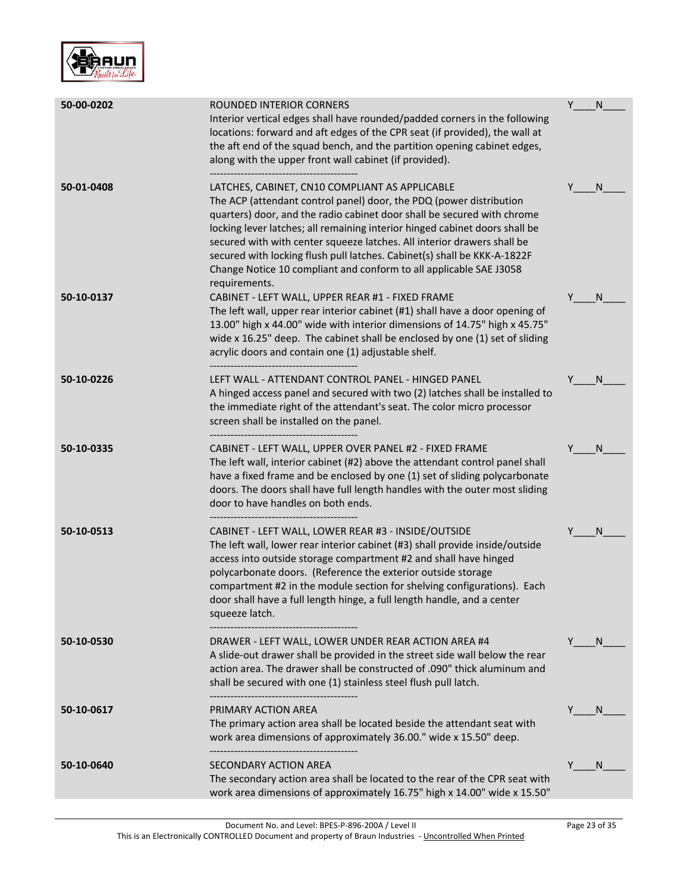| | | |
|---|---|---|
| **50-00-0202** | ROUNDED INTERIOR CORNERS<br>Interior vertical edges shall have rounded/padded corners in the following locations: forward and aft edges of the CPR seat (if provided), the wall at the aft end of the squad bench, and the partition opening cabinet edges, along with the upper front wall cabinet (if provided).<br>------------------------------------------- | Y____N____ |
| **50-01-0408** | LATCHES, CABINET, CN10 COMPLIANT AS APPLICABLE<br>The ACP (attendant control panel) door, the PDQ (power distribution quarters) door, and the radio cabinet door shall be secured with chrome locking lever latches; all remaining interior hinged cabinet doors shall be secured with with center squeeze latches. All interior drawers shall be secured with locking flush pull latches. Cabinet(s) shall be KKK-A-1822F Change Notice 10 compliant and conform to all applicable SAE J3058 requirements. | Y____N____ |
| **50-10-0137** | CABINET - LEFT WALL, UPPER REAR #1 - FIXED FRAME<br>The left wall, upper rear interior cabinet (#1) shall have a door opening of 13.00" high x 44.00" wide with interior dimensions of 14.75" high x 45.75" wide x 16.25" deep. The cabinet shall be enclosed by one (1) set of sliding acrylic doors and contain one (1) adjustable shelf.<br>------------------------------------------- | Y____N____ |
| **50-10-0226** | LEFT WALL - ATTENDANT CONTROL PANEL - HINGED PANEL<br>A hinged access panel and secured with two (2) latches shall be installed to the immediate right of the attendant's seat. The color micro processor screen shall be installed on the panel.<br>------------------------------------------- | Y____N____ |
| **50-10-0335** | CABINET - LEFT WALL, UPPER OVER PANEL #2 - FIXED FRAME<br>The left wall, interior cabinet (#2) above the attendant control panel shall have a fixed frame and be enclosed by one (1) set of sliding polycarbonate doors. The doors shall have full length handles with the outer most sliding door to have handles on both ends.<br>------------------------------------------- | Y____N____ |
| **50-10-0513** | CABINET - LEFT WALL, LOWER REAR #3 - INSIDE/OUTSIDE<br>The left wall, lower rear interior cabinet (#3) shall provide inside/outside access into outside storage compartment #2 and shall have hinged polycarbonate doors. (Reference the exterior outside storage compartment #2 in the module section for shelving configurations). Each door shall have a full length hinge, a full length handle, and a center squeeze latch.<br>------------------------------------------- | Y____N____ |
| **50-10-0530** | DRAWER - LEFT WALL, LOWER UNDER REAR ACTION AREA #4<br>A slide-out drawer shall be provided in the street side wall below the rear action area. The drawer shall be constructed of .090" thick aluminum and shall be secured with one (1) stainless steel flush pull latch.<br>------------------------------------------- | Y____N____ |
| **50-10-0617** | PRIMARY ACTION AREA<br>The primary action area shall be located beside the attendant seat with work area dimensions of approximately 36.00." wide x 15.50" deep.<br>------------------------------------------- | Y____N____ |
| **50-10-0640** | SECONDARY ACTION AREA<br>The secondary action area shall be located to the rear of the CPR seat with work area dimensions of approximately 16.75" high x 14.00" wide x 15.50" | Y____N____ |

Document No. and Level: BPES-P-896-200A / Level II
This is an Electronically CONTROLLED Document and property of Braun Industries - Uncontrolled When Printed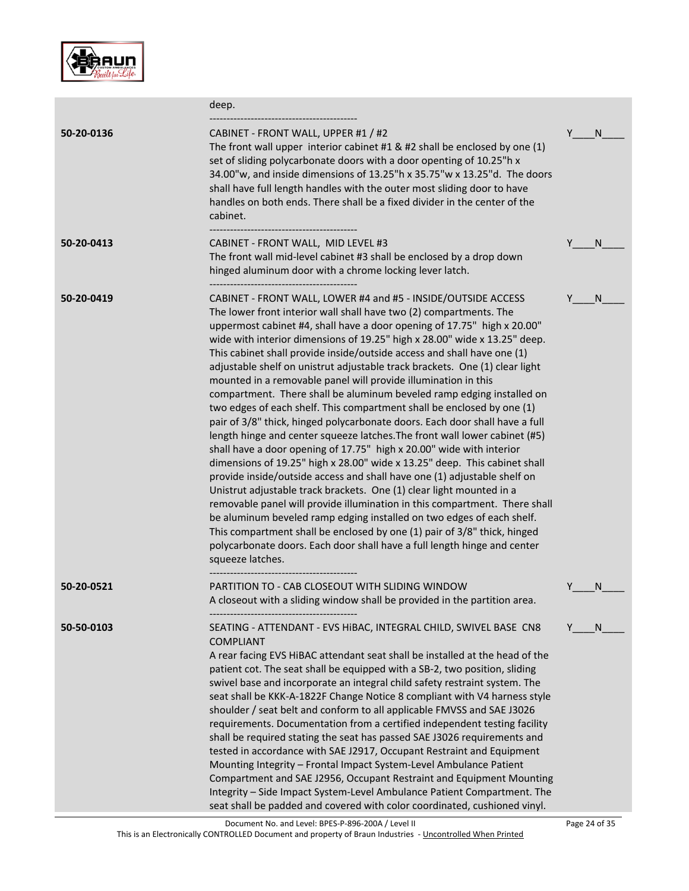| | | |
|---|---|---|
| | deep.<br>------------------------------------------- | |
| **50-20-0136** | CABINET - FRONT WALL, UPPER #1 / #2<br>The front wall upper interior cabinet #1 & #2 shall be enclosed by one (1) set of sliding polycarbonate doors with a door openting of 10.25"h x 34.00"w, and inside dimensions of 13.25"h x 35.75"w x 13.25"d. The doors shall have full length handles with the outer most sliding door to have handles on both ends. There shall be a fixed divider in the center of the cabinet.<br>------------------------------------------- | Y____N____ |
| **50-20-0413** | CABINET - FRONT WALL, MID LEVEL #3<br>The front wall mid-level cabinet #3 shall be enclosed by a drop down hinged aluminum door with a chrome locking lever latch.<br>------------------------------------------- | Y____N____ |
| **50-20-0419** | CABINET - FRONT WALL, LOWER #4 and #5 - INSIDE/OUTSIDE ACCESS<br>The lower front interior wall shall have two (2) compartments. The uppermost cabinet #4, shall have a door opening of 17.75" high x 20.00" wide with interior dimensions of 19.25" high x 28.00" wide x 13.25" deep. This cabinet shall provide inside/outside access and shall have one (1) adjustable shelf on unistrut adjustable track brackets. One (1) clear light mounted in a removable panel will provide illumination in this compartment. There shall be aluminum beveled ramp edging installed on two edges of each shelf. This compartment shall be enclosed by one (1) pair of 3/8" thick, hinged polycarbonate doors. Each door shall have a full length hinge and center squeeze latches.The front wall lower cabinet (#5) shall have a door opening of 17.75" high x 20.00" wide with interior dimensions of 19.25" high x 28.00" wide x 13.25" deep. This cabinet shall provide inside/outside access and shall have one (1) adjustable shelf on Unistrut adjustable track brackets. One (1) clear light mounted in a removable panel will provide illumination in this compartment. There shall be aluminum beveled ramp edging installed on two edges of each shelf. This compartment shall be enclosed by one (1) pair of 3/8" thick, hinged polycarbonate doors. Each door shall have a full length hinge and center squeeze latches.<br>------------------------------------------- | Y____N____ |
| **50-20-0521** | PARTITION TO - CAB CLOSEOUT WITH SLIDING WINDOW<br>A closeout with a sliding window shall be provided in the partition area.<br>------------------------------------------- | Y____N____ |
| **50-50-0103** | SEATING - ATTENDANT - EVS HiBAC, INTEGRAL CHILD, SWIVEL BASE CN8 COMPLIANT<br>A rear facing EVS HiBAC attendant seat shall be installed at the head of the patient cot. The seat shall be equipped with a SB-2, two position, sliding swivel base and incorporate an integral child safety restraint system. The seat shall be KKK-A-1822F Change Notice 8 compliant with V4 harness style shoulder / seat belt and conform to all applicable FMVSS and SAE J3026 requirements. Documentation from a certified independent testing facility shall be required stating the seat has passed SAE J3026 requirements and tested in accordance with SAE J2917, Occupant Restraint and Equipment Mounting Integrity – Frontal Impact System-Level Ambulance Patient Compartment and SAE J2956, Occupant Restraint and Equipment Mounting Integrity – Side Impact System-Level Ambulance Patient Compartment. The seat shall be padded and covered with color coordinated, cushioned vinyl. | Y____N____ |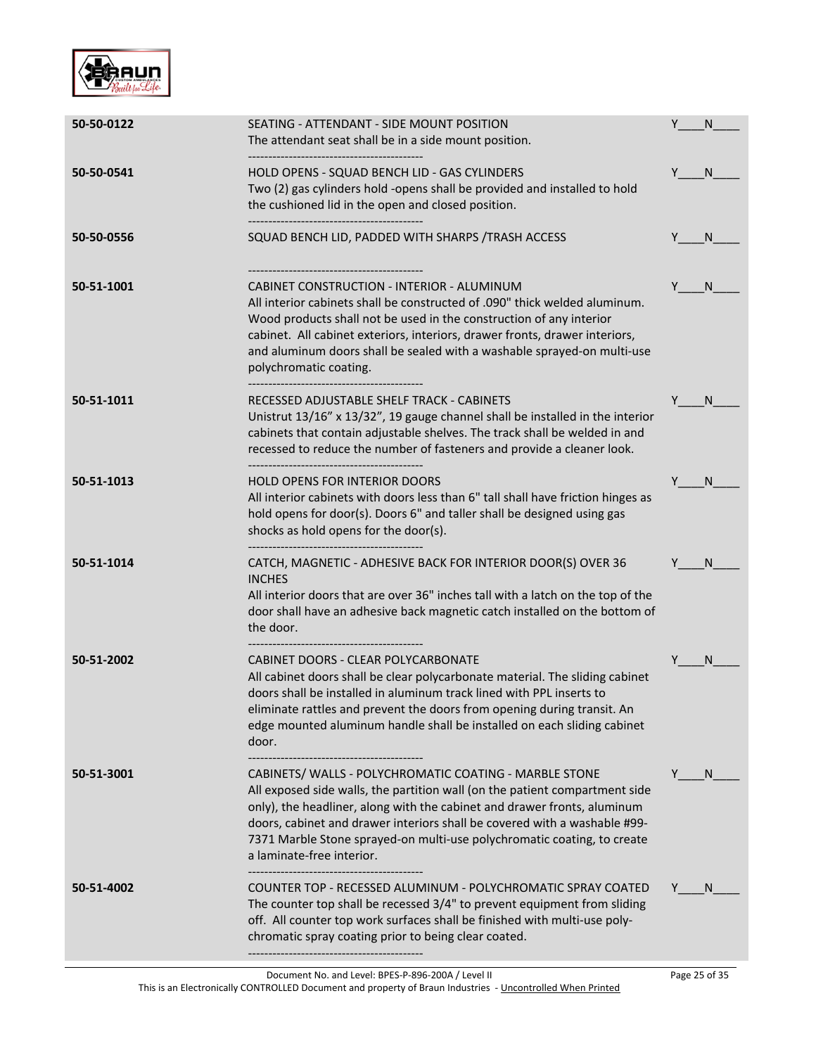| | | |
|---|---|---|
| 50-50-0122 | SEATING - ATTENDANT - SIDE MOUNT POSITION<br>The attendant seat shall be in a side mount position.<br>------------------------------------------- | Y____N____ |
| 50-50-0541 | HOLD OPENS - SQUAD BENCH LID - GAS CYLINDERS<br>Two (2) gas cylinders hold -opens shall be provided and installed to hold the cushioned lid in the open and closed position.<br>------------------------------------------- | Y____N____ |
| 50-50-0556 | SQUAD BENCH LID, PADDED WITH SHARPS /TRASH ACCESS<br><br>------------------------------------------- | Y____N____ |
| 50-51-1001 | CABINET CONSTRUCTION - INTERIOR - ALUMINUM<br>All interior cabinets shall be constructed of .090" thick welded aluminum. Wood products shall not be used in the construction of any interior cabinet. All cabinet exteriors, interiors, drawer fronts, drawer interiors, and aluminum doors shall be sealed with a washable sprayed-on multi-use polychromatic coating.<br>------------------------------------------- | Y____N____ |
| 50-51-1011 | RECESSED ADJUSTABLE SHELF TRACK - CABINETS<br>Unistrut 13/16" x 13/32", 19 gauge channel shall be installed in the interior cabinets that contain adjustable shelves. The track shall be welded in and recessed to reduce the number of fasteners and provide a cleaner look.<br>------------------------------------------- | Y____N____ |
| 50-51-1013 | HOLD OPENS FOR INTERIOR DOORS<br>All interior cabinets with doors less than 6" tall shall have friction hinges as hold opens for door(s). Doors 6" and taller shall be designed using gas shocks as hold opens for the door(s).<br>------------------------------------------- | Y____N____ |
| 50-51-1014 | CATCH, MAGNETIC - ADHESIVE BACK FOR INTERIOR DOOR(S) OVER 36 INCHES<br>All interior doors that are over 36" inches tall with a latch on the top of the door shall have an adhesive back magnetic catch installed on the bottom of the door.<br>------------------------------------------- | Y____N____ |
| 50-51-2002 | CABINET DOORS - CLEAR POLYCARBONATE<br>All cabinet doors shall be clear polycarbonate material. The sliding cabinet doors shall be installed in aluminum track lined with PPL inserts to eliminate rattles and prevent the doors from opening during transit. An edge mounted aluminum handle shall be installed on each sliding cabinet door.<br>------------------------------------------- | Y____N____ |
| 50-51-3001 | CABINETS/ WALLS - POLYCHROMATIC COATING - MARBLE STONE<br>All exposed side walls, the partition wall (on the patient compartment side only), the headliner, along with the cabinet and drawer fronts, aluminum doors, cabinet and drawer interiors shall be covered with a washable #99-7371 Marble Stone sprayed-on multi-use polychromatic coating, to create a laminate-free interior.<br>------------------------------------------- | Y____N____ |
| 50-51-4002 | COUNTER TOP - RECESSED ALUMINUM - POLYCHROMATIC SPRAY COATED<br>The counter top shall be recessed 3/4" to prevent equipment from sliding off. All counter top work surfaces shall be finished with multi-use poly-chromatic spray coating prior to being clear coated.<br>------------------------------------------- | Y____N____ |

Document No. and Level: BPES-P-896-200A / Level II

This is an Electronically CONTROLLED Document and property of Braun Industries - Uncontrolled When Printed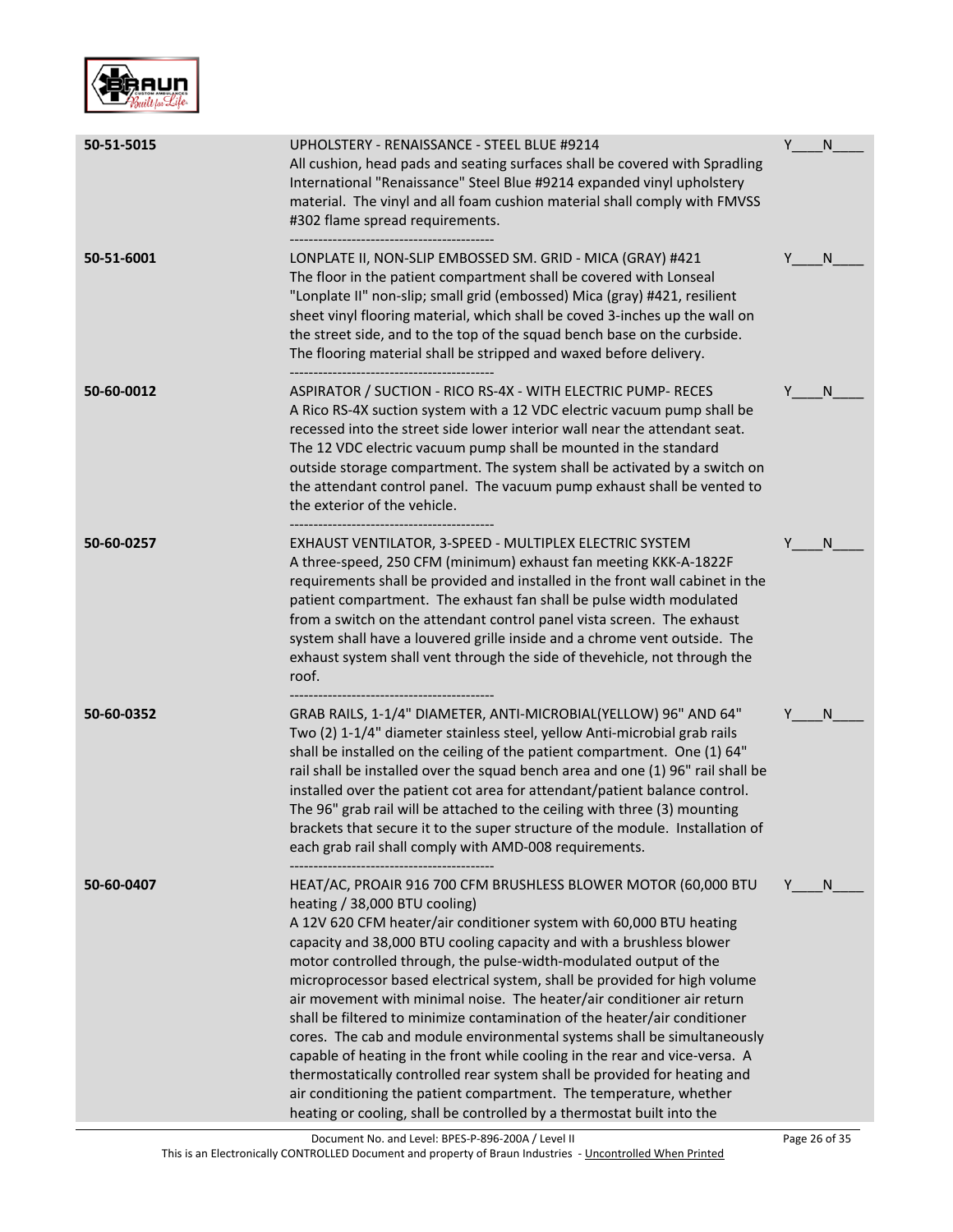| | | |
|---|---|---|
| **50-51-5015** | UPHOLSTERY - RENAISSANCE - STEEL BLUE #9214<br>All cushion, head pads and seating surfaces shall be covered with Spradling International "Renaissance" Steel Blue #9214 expanded vinyl upholstery material. The vinyl and all foam cushion material shall comply with FMVSS #302 flame spread requirements.<br>------------------------------------------- | Y____N____ |
| **50-51-6001** | LONPLATE II, NON-SLIP EMBOSSED SM. GRID - MICA (GRAY) #421<br>The floor in the patient compartment shall be covered with Lonseal "Lonplate II" non-slip; small grid (embossed) Mica (gray) #421, resilient sheet vinyl flooring material, which shall be coved 3-inches up the wall on the street side, and to the top of the squad bench base on the curbside. The flooring material shall be stripped and waxed before delivery.<br>------------------------------------------- | Y____N____ |
| **50-60-0012** | ASPIRATOR / SUCTION - RICO RS-4X - WITH ELECTRIC PUMP- RECES<br>A Rico RS-4X suction system with a 12 VDC electric vacuum pump shall be recessed into the street side lower interior wall near the attendant seat. The 12 VDC electric vacuum pump shall be mounted in the standard outside storage compartment. The system shall be activated by a switch on the attendant control panel. The vacuum pump exhaust shall be vented to the exterior of the vehicle.<br>------------------------------------------- | Y____N____ |
| **50-60-0257** | EXHAUST VENTILATOR, 3-SPEED - MULTIPLEX ELECTRIC SYSTEM<br>A three-speed, 250 CFM (minimum) exhaust fan meeting KKK-A-1822F requirements shall be provided and installed in the front wall cabinet in the patient compartment. The exhaust fan shall be pulse width modulated from a switch on the attendant control panel vista screen. The exhaust system shall have a louvered grille inside and a chrome vent outside. The exhaust system shall vent through the side of thevehicle, not through the roof.<br>------------------------------------------- | Y____N____ |
| **50-60-0352** | GRAB RAILS, 1-1/4" DIAMETER, ANTI-MICROBIAL(YELLOW) 96" AND 64"<br>Two (2) 1-1/4" diameter stainless steel, yellow Anti-microbial grab rails shall be installed on the ceiling of the patient compartment. One (1) 64" rail shall be installed over the squad bench area and one (1) 96" rail shall be installed over the patient cot area for attendant/patient balance control. The 96" grab rail will be attached to the ceiling with three (3) mounting brackets that secure it to the super structure of the module. Installation of each grab rail shall comply with AMD-008 requirements.<br>------------------------------------------- | Y____N____ |
| **50-60-0407** | HEAT/AC, PROAIR 916 700 CFM BRUSHLESS BLOWER MOTOR (60,000 BTU heating / 38,000 BTU cooling)<br>A 12V 620 CFM heater/air conditioner system with 60,000 BTU heating capacity and 38,000 BTU cooling capacity and with a brushless blower motor controlled through, the pulse-width-modulated output of the microprocessor based electrical system, shall be provided for high volume air movement with minimal noise. The heater/air conditioner air return shall be filtered to minimize contamination of the heater/air conditioner cores. The cab and module environmental systems shall be simultaneously capable of heating in the front while cooling in the rear and vice-versa. A thermostatically controlled rear system shall be provided for heating and air conditioning the patient compartment. The temperature, whether heating or cooling, shall be controlled by a thermostat built into the | Y____N____ |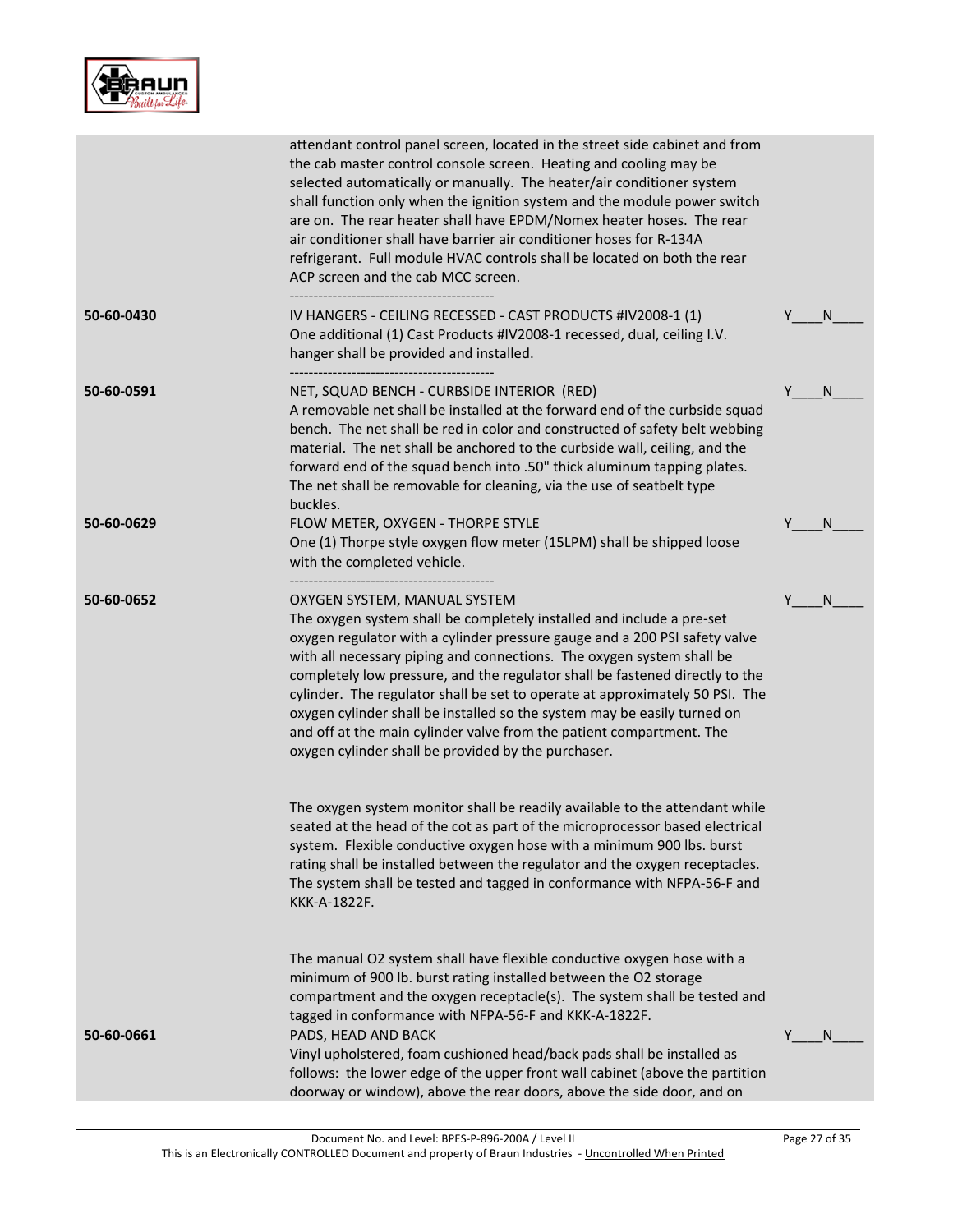| | | |
|---|---|---|
| | attendant control panel screen, located in the street side cabinet and from the cab master control console screen. Heating and cooling may be selected automatically or manually. The heater/air conditioner system shall function only when the ignition system and the module power switch are on. The rear heater shall have EPDM/Nomex heater hoses. The rear air conditioner shall have barrier air conditioner hoses for R-134A refrigerant. Full module HVAC controls shall be located on both the rear ACP screen and the cab MCC screen.<br>------------------------------------------- | |
| **50-60-0430** | IV HANGERS - CEILING RECESSED - CAST PRODUCTS #IV2008-1 (1)<br>One additional (1) Cast Products #IV2008-1 recessed, dual, ceiling I.V. hanger shall be provided and installed.<br>------------------------------------------- | Y____N____ |
| **50-60-0591** | NET, SQUAD BENCH - CURBSIDE INTERIOR (RED)<br>A removable net shall be installed at the forward end of the curbside squad bench. The net shall be red in color and constructed of safety belt webbing material. The net shall be anchored to the curbside wall, ceiling, and the forward end of the squad bench into .50" thick aluminum tapping plates. The net shall be removable for cleaning, via the use of seatbelt type buckles. | Y____N____ |
| **50-60-0629** | FLOW METER, OXYGEN - THORPE STYLE<br>One (1) Thorpe style oxygen flow meter (15LPM) shall be shipped loose with the completed vehicle.<br>------------------------------------------- | Y____N____ |
| **50-60-0652** | OXYGEN SYSTEM, MANUAL SYSTEM<br>The oxygen system shall be completely installed and include a pre-set oxygen regulator with a cylinder pressure gauge and a 200 PSI safety valve with all necessary piping and connections. The oxygen system shall be completely low pressure, and the regulator shall be fastened directly to the cylinder. The regulator shall be set to operate at approximately 50 PSI. The oxygen cylinder shall be installed so the system may be easily turned on and off at the main cylinder valve from the patient compartment. The oxygen cylinder shall be provided by the purchaser.<br><br>The oxygen system monitor shall be readily available to the attendant while seated at the head of the cot as part of the microprocessor based electrical system. Flexible conductive oxygen hose with a minimum 900 lbs. burst rating shall be installed between the regulator and the oxygen receptacles. The system shall be tested and tagged in conformance with NFPA-56-F and KKK-A-1822F.<br><br>The manual O2 system shall have flexible conductive oxygen hose with a minimum of 900 lb. burst rating installed between the O2 storage compartment and the oxygen receptacle(s). The system shall be tested and tagged in conformance with NFPA-56-F and KKK-A-1822F. | Y____N____ |
| **50-60-0661** | PADS, HEAD AND BACK<br>Vinyl upholstered, foam cushioned head/back pads shall be installed as follows: the lower edge of the upper front wall cabinet (above the partition doorway or window), above the rear doors, above the side door, and on | Y____N____ |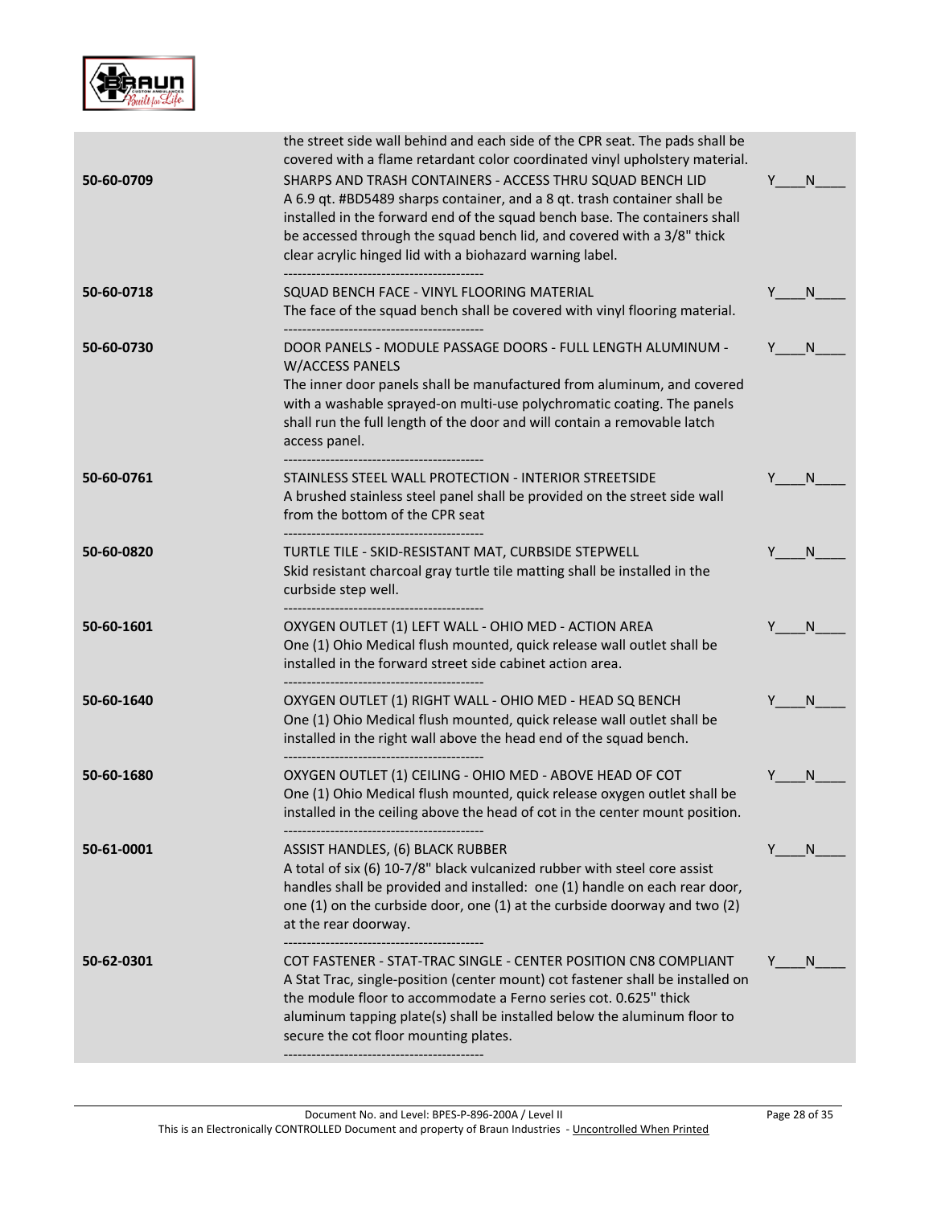| | | |
|---|---|---|
| | the street side wall behind and each side of the CPR seat. The pads shall be covered with a flame retardant color coordinated vinyl upholstery material. | |
| **50-60-0709** | SHARPS AND TRASH CONTAINERS - ACCESS THRU SQUAD BENCH LID<br>A 6.9 qt. #BD5489 sharps container, and a 8 qt. trash container shall be installed in the forward end of the squad bench base. The containers shall be accessed through the squad bench lid, and covered with a 3/8" thick clear acrylic hinged lid with a biohazard warning label.<br>------------------------------------------- | Y____N____ |
| **50-60-0718** | SQUAD BENCH FACE - VINYL FLOORING MATERIAL<br>The face of the squad bench shall be covered with vinyl flooring material.<br>------------------------------------------- | Y____N____ |
| **50-60-0730** | DOOR PANELS - MODULE PASSAGE DOORS - FULL LENGTH ALUMINUM - W/ACCESS PANELS<br>The inner door panels shall be manufactured from aluminum, and covered with a washable sprayed-on multi-use polychromatic coating. The panels shall run the full length of the door and will contain a removable latch access panel.<br>------------------------------------------- | Y____N____ |
| **50-60-0761** | STAINLESS STEEL WALL PROTECTION - INTERIOR STREETSIDE<br>A brushed stainless steel panel shall be provided on the street side wall from the bottom of the CPR seat<br>------------------------------------------- | Y____N____ |
| **50-60-0820** | TURTLE TILE - SKID-RESISTANT MAT, CURBSIDE STEPWELL<br>Skid resistant charcoal gray turtle tile matting shall be installed in the curbside step well.<br>------------------------------------------- | Y____N____ |
| **50-60-1601** | OXYGEN OUTLET (1) LEFT WALL - OHIO MED - ACTION AREA<br>One (1) Ohio Medical flush mounted, quick release wall outlet shall be installed in the forward street side cabinet action area.<br>------------------------------------------- | Y____N____ |
| **50-60-1640** | OXYGEN OUTLET (1) RIGHT WALL - OHIO MED - HEAD SQ BENCH<br>One (1) Ohio Medical flush mounted, quick release wall outlet shall be installed in the right wall above the head end of the squad bench.<br>------------------------------------------- | Y____N____ |
| **50-60-1680** | OXYGEN OUTLET (1) CEILING - OHIO MED - ABOVE HEAD OF COT<br>One (1) Ohio Medical flush mounted, quick release oxygen outlet shall be installed in the ceiling above the head of cot in the center mount position.<br>------------------------------------------- | Y____N____ |
| **50-61-0001** | ASSIST HANDLES, (6) BLACK RUBBER<br>A total of six (6) 10-7/8" black vulcanized rubber with steel core assist handles shall be provided and installed: one (1) handle on each rear door, one (1) on the curbside door, one (1) at the curbside doorway and two (2) at the rear doorway.<br>------------------------------------------- | Y____N____ |
| **50-62-0301** | COT FASTENER - STAT-TRAC SINGLE - CENTER POSITION CN8 COMPLIANT<br>A Stat Trac, single-position (center mount) cot fastener shall be installed on the module floor to accommodate a Ferno series cot. 0.625" thick aluminum tapping plate(s) shall be installed below the aluminum floor to secure the cot floor mounting plates.<br>------------------------------------------- | Y____N____ |

Document No. and Level: BPES-P-896-200A / Level II
This is an Electronically CONTROLLED Document and property of Braun Industries - Uncontrolled When Printed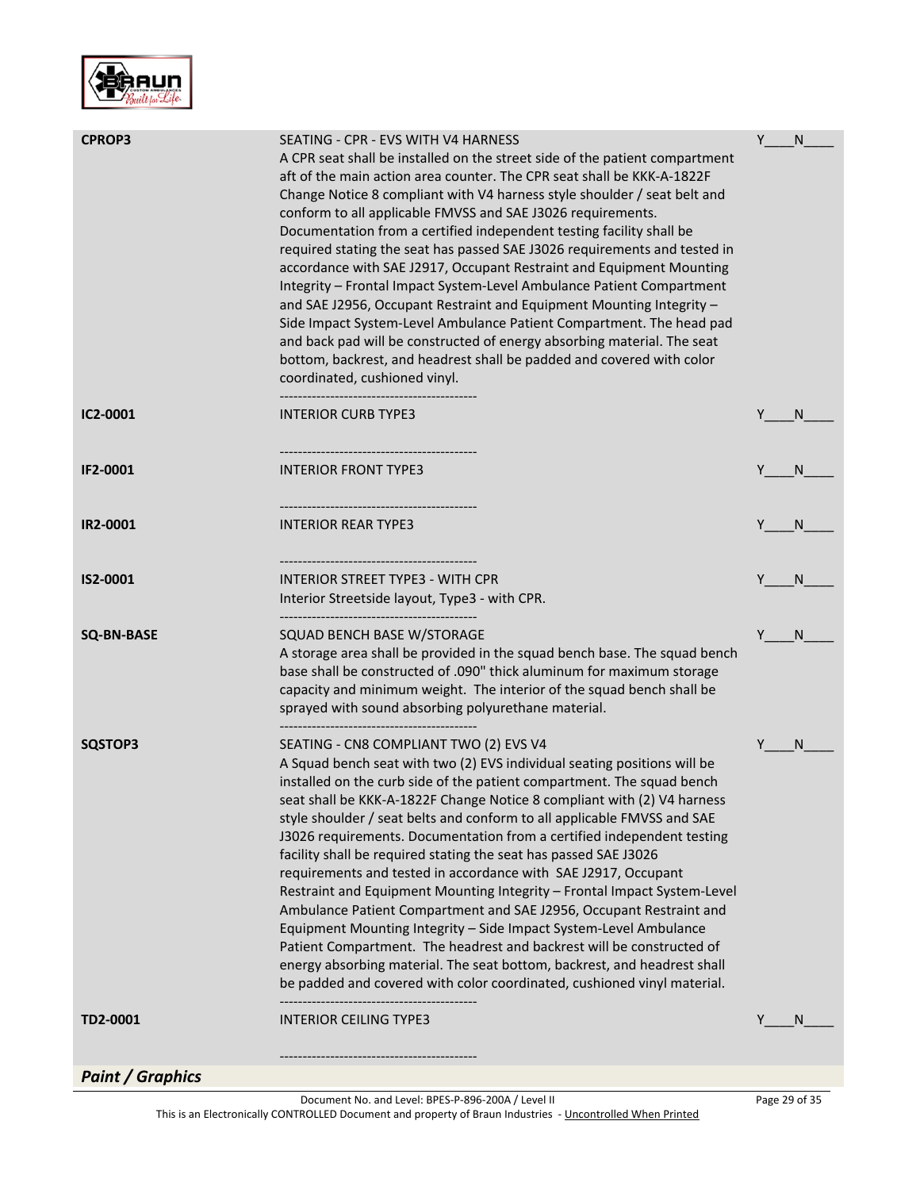| | | |
|---|---|---|
| **CPROP3** | SEATING - CPR - EVS WITH V4 HARNESS<br>A CPR seat shall be installed on the street side of the patient compartment aft of the main action area counter. The CPR seat shall be KKK-A-1822F Change Notice 8 compliant with V4 harness style shoulder / seat belt and conform to all applicable FMVSS and SAE J3026 requirements. Documentation from a certified independent testing facility shall be required stating the seat has passed SAE J3026 requirements and tested in accordance with SAE J2917, Occupant Restraint and Equipment Mounting Integrity – Frontal Impact System-Level Ambulance Patient Compartment and SAE J2956, Occupant Restraint and Equipment Mounting Integrity – Side Impact System-Level Ambulance Patient Compartment. The head pad and back pad will be constructed of energy absorbing material. The seat bottom, backrest, and headrest shall be padded and covered with color coordinated, cushioned vinyl.<br>------------------------------------------- | Y____N____ |
| **IC2-0001** | INTERIOR CURB TYPE3<br>------------------------------------------- | Y____N____ |
| **IF2-0001** | INTERIOR FRONT TYPE3<br>------------------------------------------- | Y____N____ |
| **IR2-0001** | INTERIOR REAR TYPE3<br>------------------------------------------- | Y____N____ |
| **IS2-0001** | INTERIOR STREET TYPE3 - WITH CPR<br>Interior Streetside layout, Type3 - with CPR.<br>------------------------------------------- | Y____N____ |
| **SQ-BN-BASE** | SQUAD BENCH BASE W/STORAGE<br>A storage area shall be provided in the squad bench base. The squad bench base shall be constructed of .090" thick aluminum for maximum storage capacity and minimum weight. The interior of the squad bench shall be sprayed with sound absorbing polyurethane material.<br>------------------------------------------- | Y____N____ |
| **SQSTOP3** | SEATING - CN8 COMPLIANT TWO (2) EVS V4<br>A Squad bench seat with two (2) EVS individual seating positions will be installed on the curb side of the patient compartment. The squad bench seat shall be KKK-A-1822F Change Notice 8 compliant with (2) V4 harness style shoulder / seat belts and conform to all applicable FMVSS and SAE J3026 requirements. Documentation from a certified independent testing facility shall be required stating the seat has passed SAE J3026 requirements and tested in accordance with SAE J2917, Occupant Restraint and Equipment Mounting Integrity – Frontal Impact System-Level Ambulance Patient Compartment and SAE J2956, Occupant Restraint and Equipment Mounting Integrity – Side Impact System-Level Ambulance Patient Compartment. The headrest and backrest will be constructed of energy absorbing material. The seat bottom, backrest, and headrest shall be padded and covered with color coordinated, cushioned vinyl material.<br>------------------------------------------- | Y____N____ |
| **TD2-0001** | INTERIOR CEILING TYPE3<br>------------------------------------------- | Y____N____ |

## *Paint / Graphics*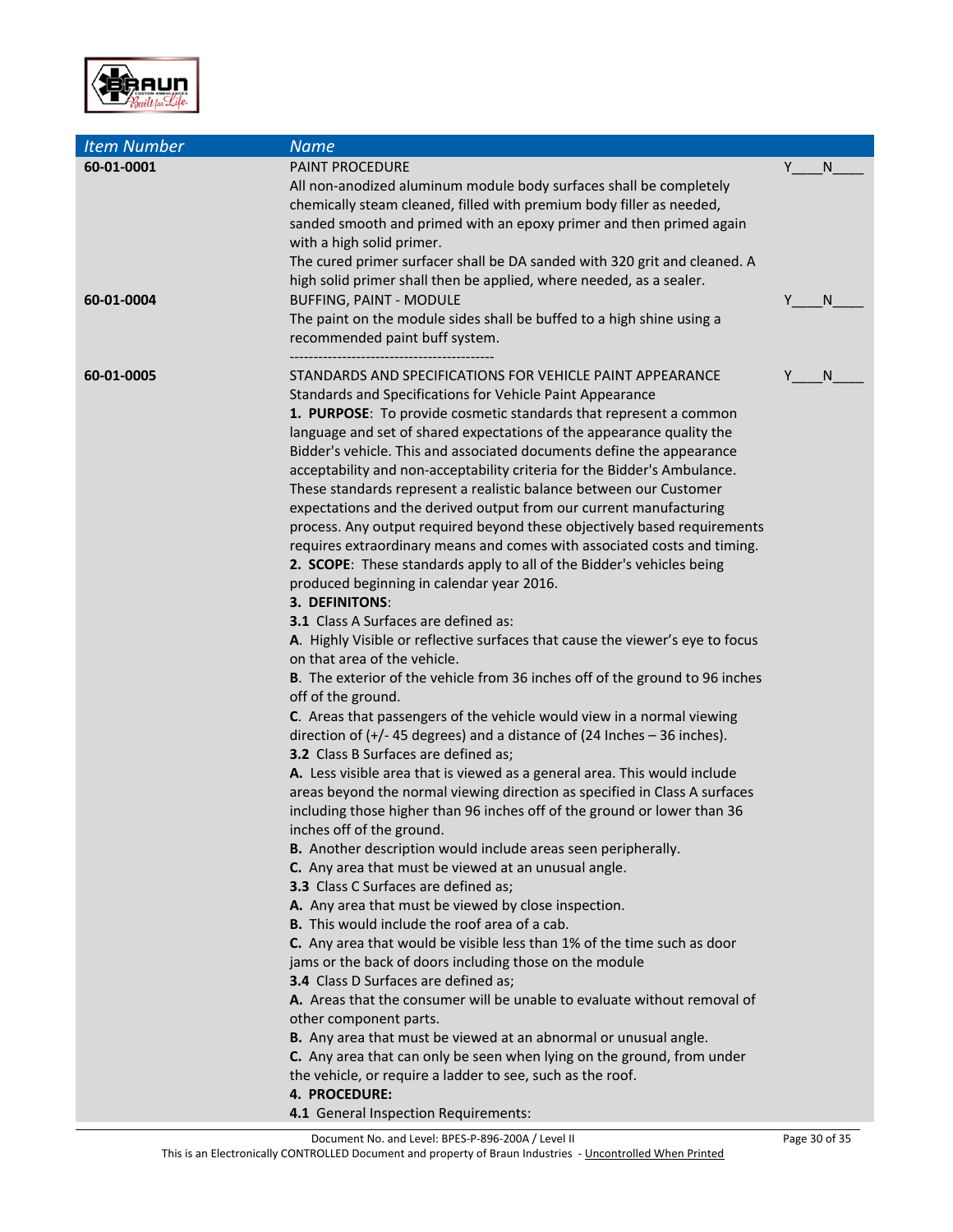| Item Number | Name | |
|---|---|---|
| **60-01-0001** | PAINT PROCEDURE<br>All non-anodized aluminum module body surfaces shall be completely chemically steam cleaned, filled with premium body filler as needed, sanded smooth and primed with an epoxy primer and then primed again with a high solid primer.<br>The cured primer surfacer shall be DA sanded with 320 grit and cleaned. A high solid primer shall then be applied, where needed, as a sealer. | Y____N____ |
| **60-01-0004** | BUFFING, PAINT - MODULE<br>The paint on the module sides shall be buffed to a high shine using a recommended paint buff system.<br>-------------------------------------------- | Y____N____ |
| **60-01-0005** | STANDARDS AND SPECIFICATIONS FOR VEHICLE PAINT APPEARANCE<br>Standards and Specifications for Vehicle Paint Appearance<br>**1. PURPOSE**: To provide cosmetic standards that represent a common language and set of shared expectations of the appearance quality the Bidder's vehicle. This and associated documents define the appearance acceptability and non-acceptability criteria for the Bidder's Ambulance. These standards represent a realistic balance between our Customer expectations and the derived output from our current manufacturing process. Any output required beyond these objectively based requirements requires extraordinary means and comes with associated costs and timing.<br>**2. SCOPE**: These standards apply to all of the Bidder's vehicles being produced beginning in calendar year 2016.<br>**3. DEFINITONS**:<br>**3.1** Class A Surfaces are defined as:<br>**A**. Highly Visible or reflective surfaces that cause the viewer's eye to focus on that area of the vehicle.<br>**B**. The exterior of the vehicle from 36 inches off of the ground to 96 inches off of the ground.<br>**C**. Areas that passengers of the vehicle would view in a normal viewing direction of (+/- 45 degrees) and a distance of (24 Inches – 36 inches).<br>**3.2** Class B Surfaces are defined as;<br>**A.** Less visible area that is viewed as a general area. This would include areas beyond the normal viewing direction as specified in Class A surfaces including those higher than 96 inches off of the ground or lower than 36 inches off of the ground.<br>**B.** Another description would include areas seen peripherally.<br>**C.** Any area that must be viewed at an unusual angle.<br>**3.3** Class C Surfaces are defined as;<br>**A.** Any area that must be viewed by close inspection.<br>**B.** This would include the roof area of a cab.<br>**C.** Any area that would be visible less than 1% of the time such as door jams or the back of doors including those on the module<br>**3.4** Class D Surfaces are defined as;<br>**A.** Areas that the consumer will be unable to evaluate without removal of other component parts.<br>**B.** Any area that must be viewed at an abnormal or unusual angle.<br>**C.** Any area that can only be seen when lying on the ground, from under the vehicle, or require a ladder to see, such as the roof.<br>**4. PROCEDURE:**<br>**4.1** General Inspection Requirements: | Y____N____ |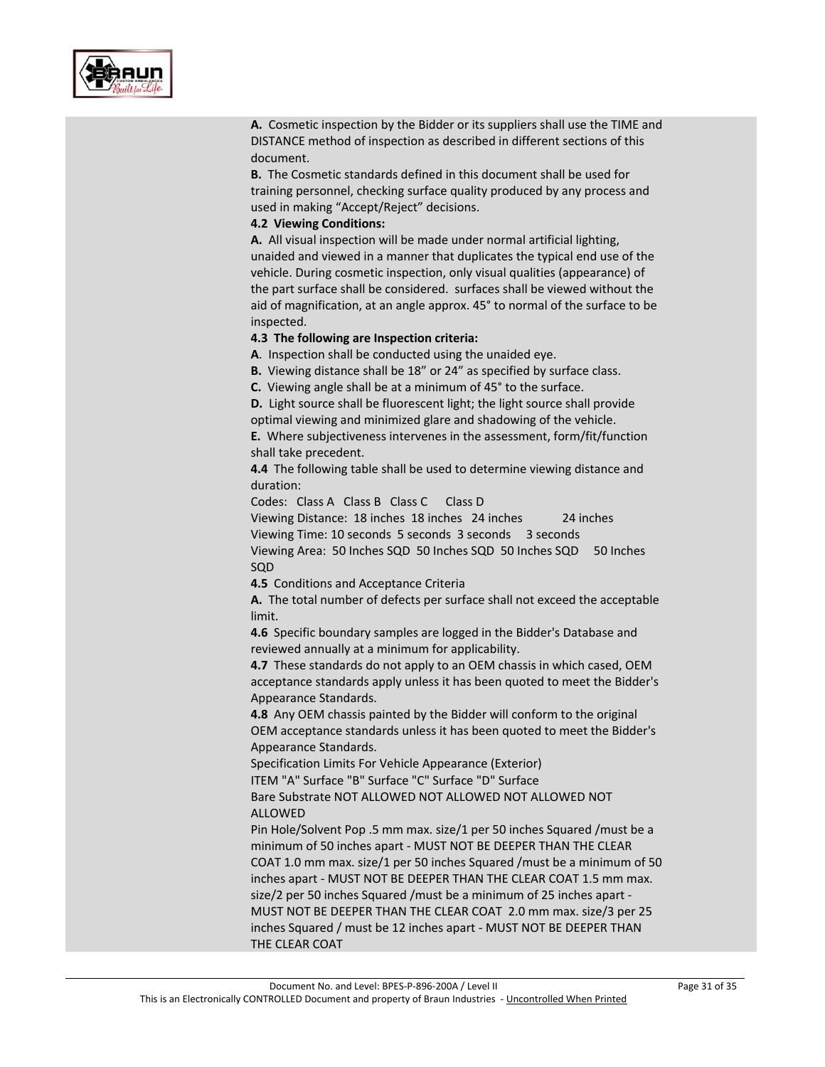**A.** Cosmetic inspection by the Bidder or its suppliers shall use the TIME and DISTANCE method of inspection as described in different sections of this document.

**B.** The Cosmetic standards defined in this document shall be used for training personnel, checking surface quality produced by any process and used in making "Accept/Reject" decisions.

**4.2 Viewing Conditions:**

**A.** All visual inspection will be made under normal artificial lighting, unaided and viewed in a manner that duplicates the typical end use of the vehicle. During cosmetic inspection, only visual qualities (appearance) of the part surface shall be considered. surfaces shall be viewed without the aid of magnification, at an angle approx. 45° to normal of the surface to be inspected.

**4.3 The following are Inspection criteria:**

**A**. Inspection shall be conducted using the unaided eye.

**B.** Viewing distance shall be 18" or 24" as specified by surface class.

**C.** Viewing angle shall be at a minimum of 45° to the surface.

**D.** Light source shall be fluorescent light; the light source shall provide optimal viewing and minimized glare and shadowing of the vehicle.

**E.** Where subjectiveness intervenes in the assessment, form/fit/function shall take precedent.

**4.4** The following table shall be used to determine viewing distance and duration:

| Codes: | Class A | Class B | Class C | Class D |
|---|---|---|---|---|
| Viewing Distance: | 18 inches | 18 inches | 24 inches | 24 inches |
| Viewing Time: | 10 seconds | 5 seconds | 3 seconds | 3 seconds |
| Viewing Area: | 50 Inches SQD | 50 Inches SQD | 50 Inches SQD | 50 Inches SQD |

**4.5** Conditions and Acceptance Criteria

**A.** The total number of defects per surface shall not exceed the acceptable limit.

**4.6** Specific boundary samples are logged in the Bidder's Database and reviewed annually at a minimum for applicability.

**4.7** These standards do not apply to an OEM chassis in which cased, OEM acceptance standards apply unless it has been quoted to meet the Bidder's Appearance Standards.

**4.8** Any OEM chassis painted by the Bidder will conform to the original OEM acceptance standards unless it has been quoted to meet the Bidder's Appearance Standards.

Specification Limits For Vehicle Appearance (Exterior)

| ITEM | "A" Surface | "B" Surface | "C" Surface | "D" Surface |
|---|---|---|---|---|
| Bare Substrate | NOT ALLOWED | NOT ALLOWED | NOT ALLOWED | NOT ALLOWED |
| Pin Hole/Solvent Pop | .5 mm max. size/1 per 50 inches Squared /must be a minimum of 50 inches apart - MUST NOT BE DEEPER THAN THE CLEAR COAT | 1.0 mm max. size/1 per 50 inches Squared /must be a minimum of 50 inches apart - MUST NOT BE DEEPER THAN THE CLEAR COAT | 1.5 mm max. size/2 per 50 inches Squared /must be a minimum of 25 inches apart - MUST NOT BE DEEPER THAN THE CLEAR COAT | 2.0 mm max. size/3 per 25 inches Squared / must be 12 inches apart - MUST NOT BE DEEPER THAN THE CLEAR COAT |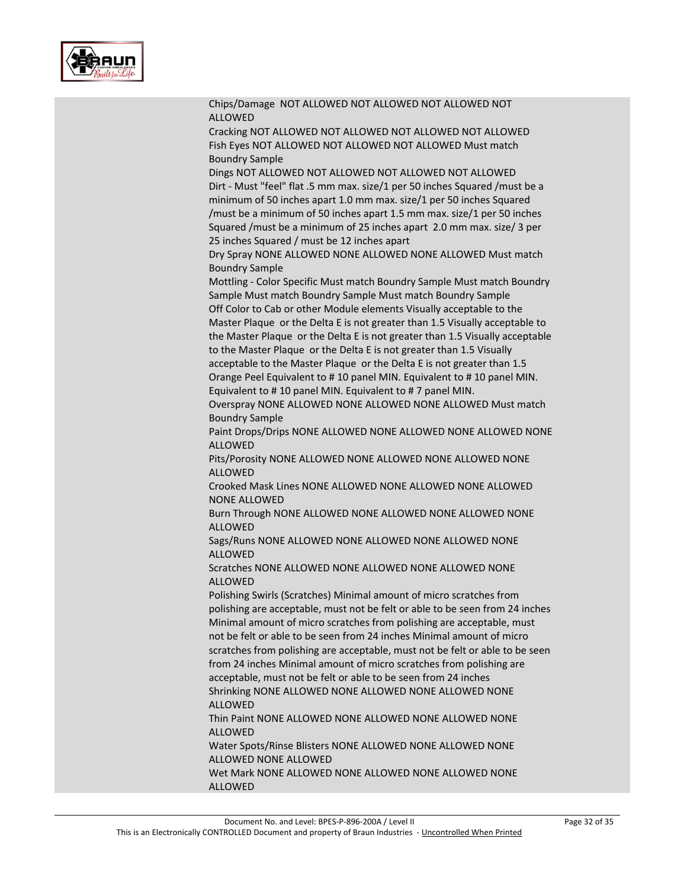Chips/Damage NOT ALLOWED NOT ALLOWED NOT ALLOWED NOT ALLOWED
Cracking NOT ALLOWED NOT ALLOWED NOT ALLOWED NOT ALLOWED
Fish Eyes NOT ALLOWED NOT ALLOWED NOT ALLOWED Must match Boundry Sample
Dings NOT ALLOWED NOT ALLOWED NOT ALLOWED NOT ALLOWED
Dirt - Must "feel" flat .5 mm max. size/1 per 50 inches Squared /must be a minimum of 50 inches apart 1.0 mm max. size/1 per 50 inches Squared /must be a minimum of 50 inches apart 1.5 mm max. size/1 per 50 inches Squared /must be a minimum of 25 inches apart 2.0 mm max. size/ 3 per 25 inches Squared / must be 12 inches apart
Dry Spray NONE ALLOWED NONE ALLOWED NONE ALLOWED Must match Boundry Sample
Mottling - Color Specific Must match Boundry Sample Must match Boundry Sample Must match Boundry Sample Must match Boundry Sample
Off Color to Cab or other Module elements Visually acceptable to the Master Plaque or the Delta E is not greater than 1.5 Visually acceptable to the Master Plaque or the Delta E is not greater than 1.5 Visually acceptable to the Master Plaque or the Delta E is not greater than 1.5 Visually acceptable to the Master Plaque or the Delta E is not greater than 1.5
Orange Peel Equivalent to # 10 panel MIN. Equivalent to # 10 panel MIN. Equivalent to # 10 panel MIN. Equivalent to # 7 panel MIN.
Overspray NONE ALLOWED NONE ALLOWED NONE ALLOWED Must match Boundry Sample
Paint Drops/Drips NONE ALLOWED NONE ALLOWED NONE ALLOWED NONE ALLOWED
Pits/Porosity NONE ALLOWED NONE ALLOWED NONE ALLOWED NONE ALLOWED
Crooked Mask Lines NONE ALLOWED NONE ALLOWED NONE ALLOWED NONE ALLOWED
Burn Through NONE ALLOWED NONE ALLOWED NONE ALLOWED NONE ALLOWED
Sags/Runs NONE ALLOWED NONE ALLOWED NONE ALLOWED NONE ALLOWED
Scratches NONE ALLOWED NONE ALLOWED NONE ALLOWED NONE ALLOWED
Polishing Swirls (Scratches) Minimal amount of micro scratches from polishing are acceptable, must not be felt or able to be seen from 24 inches Minimal amount of micro scratches from polishing are acceptable, must not be felt or able to be seen from 24 inches Minimal amount of micro scratches from polishing are acceptable, must not be felt or able to be seen from 24 inches Minimal amount of micro scratches from polishing are acceptable, must not be felt or able to be seen from 24 inches
Shrinking NONE ALLOWED NONE ALLOWED NONE ALLOWED NONE ALLOWED
Thin Paint NONE ALLOWED NONE ALLOWED NONE ALLOWED NONE ALLOWED
Water Spots/Rinse Blisters NONE ALLOWED NONE ALLOWED NONE ALLOWED NONE ALLOWED
Wet Mark NONE ALLOWED NONE ALLOWED NONE ALLOWED NONE ALLOWED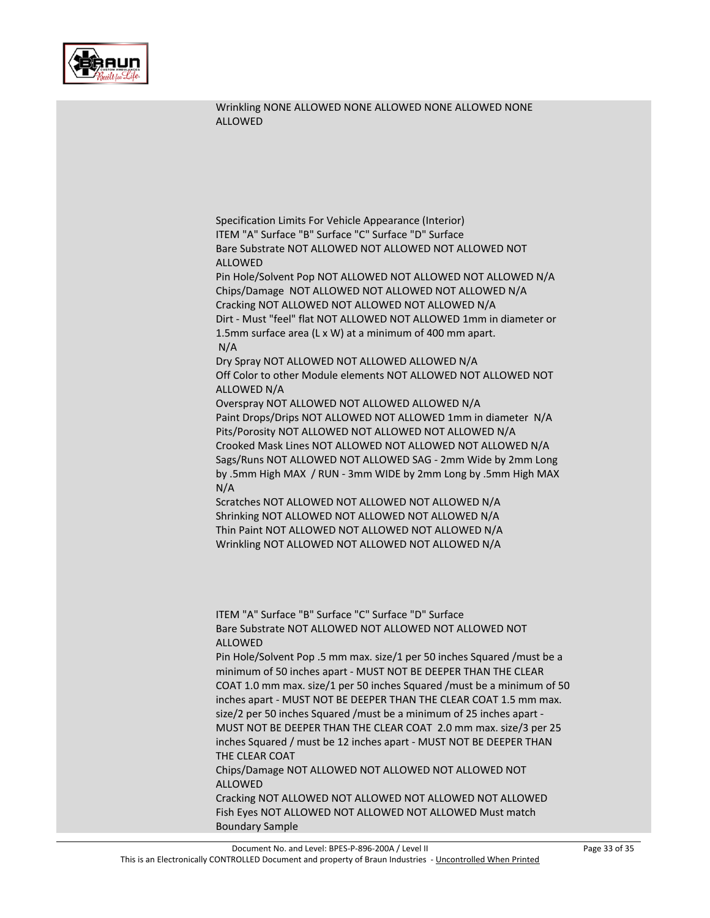Wrinkling NONE ALLOWED NONE ALLOWED NONE ALLOWED NONE ALLOWED

Specification Limits For Vehicle Appearance (Interior)

| ITEM | "A" Surface | "B" Surface | "C" Surface | "D" Surface |
|---|---|---|---|---|
| Bare Substrate | NOT ALLOWED | NOT ALLOWED | NOT ALLOWED | NOT ALLOWED |
| Pin Hole/Solvent Pop | NOT ALLOWED | NOT ALLOWED | NOT ALLOWED | N/A |
| Chips/Damage | NOT ALLOWED | NOT ALLOWED | NOT ALLOWED | N/A |
| Cracking | NOT ALLOWED | NOT ALLOWED | NOT ALLOWED | N/A |
| Dirt - Must "feel" flat | NOT ALLOWED | NOT ALLOWED | 1mm in diameter or 1.5mm surface area (L x W) at a minimum of 400 mm apart. | N/A |
| Dry Spray | NOT ALLOWED | NOT ALLOWED | ALLOWED | N/A |
| Off Color to other Module elements | NOT ALLOWED | NOT ALLOWED | NOT ALLOWED | N/A |
| Overspray | NOT ALLOWED | NOT ALLOWED | ALLOWED | N/A |
| Paint Drops/Drips | NOT ALLOWED | NOT ALLOWED | 1mm in diameter | N/A |
| Pits/Porosity | NOT ALLOWED | NOT ALLOWED | NOT ALLOWED | N/A |
| Crooked Mask Lines | NOT ALLOWED | NOT ALLOWED | NOT ALLOWED | N/A |
| Sags/Runs | NOT ALLOWED | NOT ALLOWED | SAG - 2mm Wide by 2mm Long by .5mm High MAX / RUN - 3mm WIDE by 2mm Long by .5mm High MAX | N/A |
| Scratches | NOT ALLOWED | NOT ALLOWED | NOT ALLOWED | N/A |
| Shrinking | NOT ALLOWED | NOT ALLOWED | NOT ALLOWED | N/A |
| Thin Paint | NOT ALLOWED | NOT ALLOWED | NOT ALLOWED | N/A |
| Wrinkling | NOT ALLOWED | NOT ALLOWED | NOT ALLOWED | N/A |

| ITEM | "A" Surface | "B" Surface | "C" Surface | "D" Surface |
|---|---|---|---|---|
| Bare Substrate | NOT ALLOWED | NOT ALLOWED | NOT ALLOWED | NOT ALLOWED |
| Pin Hole/Solvent Pop | .5 mm max. size/1 per 50 inches Squared /must be a minimum of 50 inches apart - MUST NOT BE DEEPER THAN THE CLEAR COAT | 1.0 mm max. size/1 per 50 inches Squared /must be a minimum of 50 inches apart - MUST NOT BE DEEPER THAN THE CLEAR COAT | 1.5 mm max. size/2 per 50 inches Squared /must be a minimum of 25 inches apart - MUST NOT BE DEEPER THAN THE CLEAR COAT | 2.0 mm max. size/3 per 25 inches Squared / must be 12 inches apart - MUST NOT BE DEEPER THAN THE CLEAR COAT |
| Chips/Damage | NOT ALLOWED | NOT ALLOWED | NOT ALLOWED | NOT ALLOWED |
| Cracking | NOT ALLOWED | NOT ALLOWED | NOT ALLOWED | NOT ALLOWED |
| Fish Eyes | NOT ALLOWED | NOT ALLOWED | NOT ALLOWED | Must match Boundary Sample |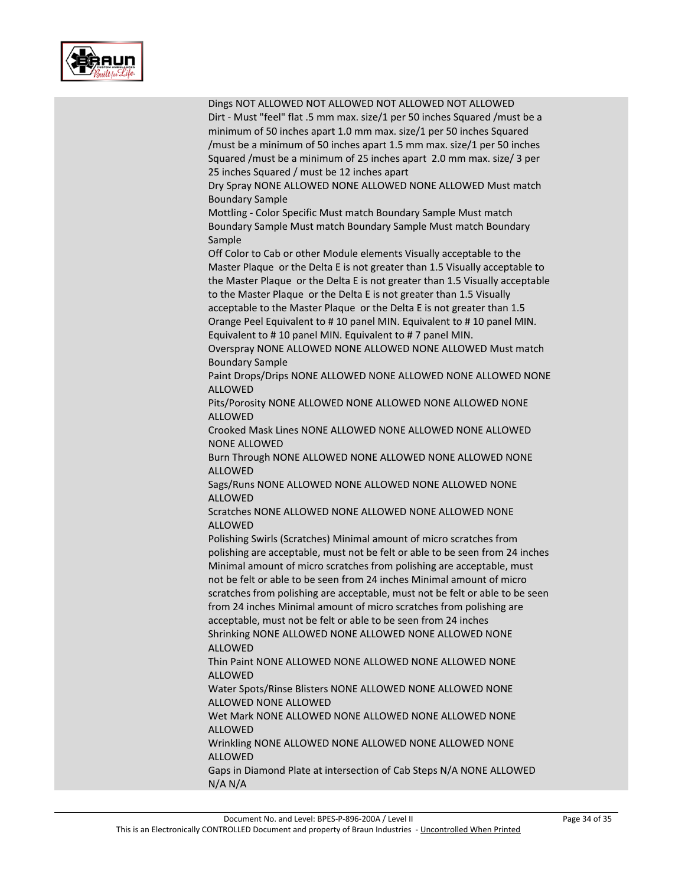Dings NOT ALLOWED NOT ALLOWED NOT ALLOWED NOT ALLOWED
Dirt - Must "feel" flat .5 mm max. size/1 per 50 inches Squared /must be a minimum of 50 inches apart 1.0 mm max. size/1 per 50 inches Squared /must be a minimum of 50 inches apart 1.5 mm max. size/1 per 50 inches Squared /must be a minimum of 25 inches apart 2.0 mm max. size/ 3 per 25 inches Squared / must be 12 inches apart
Dry Spray NONE ALLOWED NONE ALLOWED NONE ALLOWED Must match Boundary Sample
Mottling - Color Specific Must match Boundary Sample Must match Boundary Sample Must match Boundary Sample Must match Boundary Sample
Off Color to Cab or other Module elements Visually acceptable to the Master Plaque or the Delta E is not greater than 1.5 Visually acceptable to the Master Plaque or the Delta E is not greater than 1.5 Visually acceptable to the Master Plaque or the Delta E is not greater than 1.5 Visually acceptable to the Master Plaque or the Delta E is not greater than 1.5
Orange Peel Equivalent to # 10 panel MIN. Equivalent to # 10 panel MIN. Equivalent to # 10 panel MIN. Equivalent to # 7 panel MIN.
Overspray NONE ALLOWED NONE ALLOWED NONE ALLOWED Must match Boundary Sample
Paint Drops/Drips NONE ALLOWED NONE ALLOWED NONE ALLOWED NONE ALLOWED
Pits/Porosity NONE ALLOWED NONE ALLOWED NONE ALLOWED NONE ALLOWED
Crooked Mask Lines NONE ALLOWED NONE ALLOWED NONE ALLOWED NONE ALLOWED
Burn Through NONE ALLOWED NONE ALLOWED NONE ALLOWED NONE ALLOWED
Sags/Runs NONE ALLOWED NONE ALLOWED NONE ALLOWED NONE ALLOWED
Scratches NONE ALLOWED NONE ALLOWED NONE ALLOWED NONE ALLOWED
Polishing Swirls (Scratches) Minimal amount of micro scratches from polishing are acceptable, must not be felt or able to be seen from 24 inches Minimal amount of micro scratches from polishing are acceptable, must not be felt or able to be seen from 24 inches Minimal amount of micro scratches from polishing are acceptable, must not be felt or able to be seen from 24 inches Minimal amount of micro scratches from polishing are acceptable, must not be felt or able to be seen from 24 inches
Shrinking NONE ALLOWED NONE ALLOWED NONE ALLOWED NONE ALLOWED
Thin Paint NONE ALLOWED NONE ALLOWED NONE ALLOWED NONE ALLOWED
Water Spots/Rinse Blisters NONE ALLOWED NONE ALLOWED NONE ALLOWED NONE ALLOWED
Wet Mark NONE ALLOWED NONE ALLOWED NONE ALLOWED NONE ALLOWED
Wrinkling NONE ALLOWED NONE ALLOWED NONE ALLOWED NONE ALLOWED
Gaps in Diamond Plate at intersection of Cab Steps N/A NONE ALLOWED N/A N/A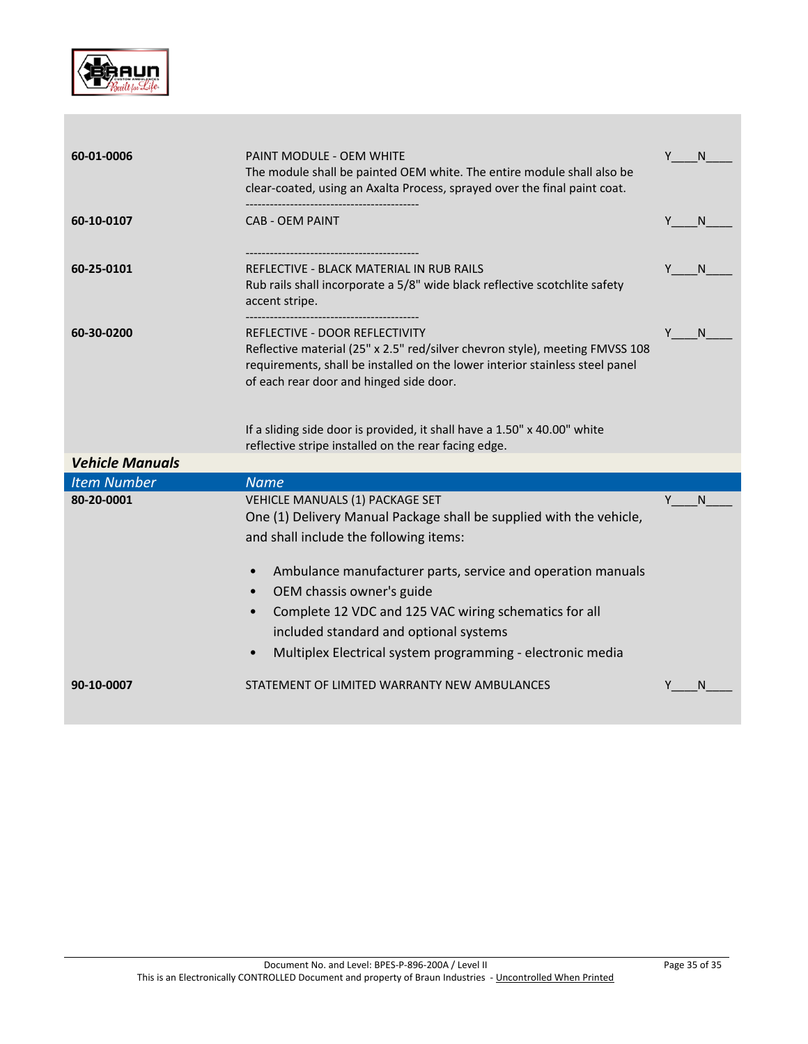| | | |
|---|---|---|
| **60-01-0006** | PAINT MODULE - OEM WHITE<br>The module shall be painted OEM white. The entire module shall also be clear-coated, using an Axalta Process, sprayed over the final paint coat.<br>------------------------------------------- | Y____N____ |
| **60-10-0107** | CAB - OEM PAINT<br><br>------------------------------------------- | Y____N____ |
| **60-25-0101** | REFLECTIVE - BLACK MATERIAL IN RUB RAILS<br>Rub rails shall incorporate a 5/8" wide black reflective scotchlite safety accent stripe.<br>------------------------------------------- | Y____N____ |
| **60-30-0200** | REFLECTIVE - DOOR REFLECTIVITY<br>Reflective material (25" x 2.5" red/silver chevron style), meeting FMVSS 108 requirements, shall be installed on the lower interior stainless steel panel of each rear door and hinged side door.<br><br>If a sliding side door is provided, it shall have a 1.50" x 40.00" white reflective stripe installed on the rear facing edge. | Y____N____ |

***Vehicle Manuals***

| *Item Number* | *Name* | |
|---|---|---|
| **80-20-0001** | VEHICLE MANUALS (1) PACKAGE SET<br>One (1) Delivery Manual Package shall be supplied with the vehicle, and shall include the following items:<br>• Ambulance manufacturer parts, service and operation manuals<br>• OEM chassis owner's guide<br>• Complete 12 VDC and 125 VAC wiring schematics for all included standard and optional systems<br>• Multiplex Electrical system programming - electronic media | Y____N____ |
| **90-10-0007** | STATEMENT OF LIMITED WARRANTY NEW AMBULANCES | Y____N____ |

Document No. and Level: BPES-P-896-200A / Level II
This is an Electronically CONTROLLED Document and property of Braun Industries - Uncontrolled When Printed